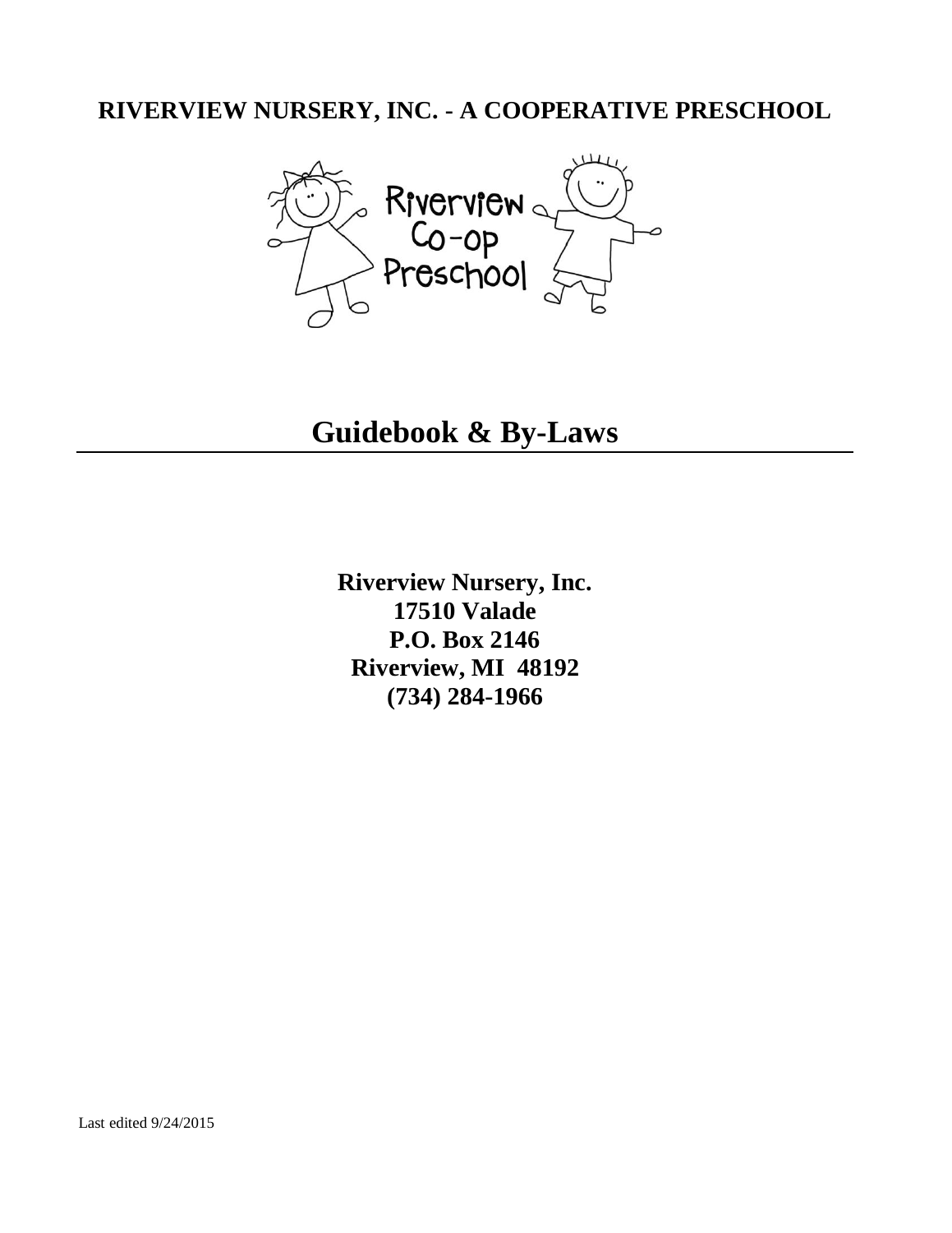# RIVERVIEW NURSERY, INC. - A COOPERATIVE PRESCHOOL

# Guidebook & By-Laws

**Riverview Nursery, Inc.**
**17510 Valade**
**P.O. Box 2146**
**Riverview, MI 48192**
**(734) 284-1966**

Last edited 9/24/2015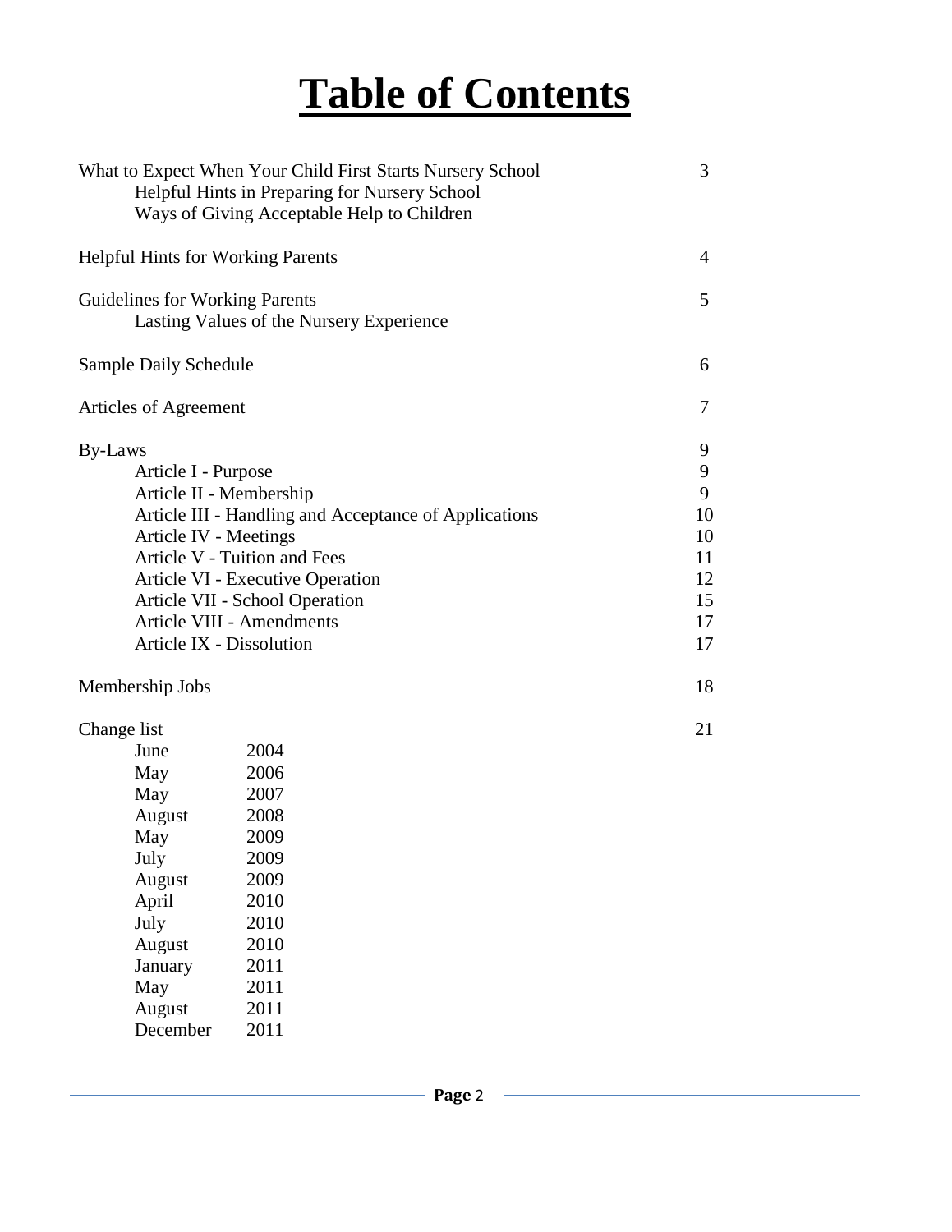# Table of Contents

| | |
|---|---|
| What to Expect When Your Child First Starts Nursery School | 3 |
| &nbsp;&nbsp;&nbsp;&nbsp;Helpful Hints in Preparing for Nursery School | |
| &nbsp;&nbsp;&nbsp;&nbsp;Ways of Giving Acceptable Help to Children | |
| Helpful Hints for Working Parents | 4 |
| Guidelines for Working Parents | 5 |
| &nbsp;&nbsp;&nbsp;&nbsp;Lasting Values of the Nursery Experience | |
| Sample Daily Schedule | 6 |
| Articles of Agreement | 7 |
| By-Laws | 9 |
| &nbsp;&nbsp;&nbsp;&nbsp;Article I - Purpose | 9 |
| &nbsp;&nbsp;&nbsp;&nbsp;Article II - Membership | 9 |
| &nbsp;&nbsp;&nbsp;&nbsp;Article III - Handling and Acceptance of Applications | 10 |
| &nbsp;&nbsp;&nbsp;&nbsp;Article IV - Meetings | 10 |
| &nbsp;&nbsp;&nbsp;&nbsp;Article V - Tuition and Fees | 11 |
| &nbsp;&nbsp;&nbsp;&nbsp;Article VI - Executive Operation | 12 |
| &nbsp;&nbsp;&nbsp;&nbsp;Article VII - School Operation | 15 |
| &nbsp;&nbsp;&nbsp;&nbsp;Article VIII - Amendments | 17 |
| &nbsp;&nbsp;&nbsp;&nbsp;Article IX - Dissolution | 17 |
| Membership Jobs | 18 |
| Change list | 21 |

- June 2004
- May 2006
- May 2007
- August 2008
- May 2009
- July 2009
- August 2009
- April 2010
- July 2010
- August 2010
- January 2011
- May 2011
- August 2011
- December 2011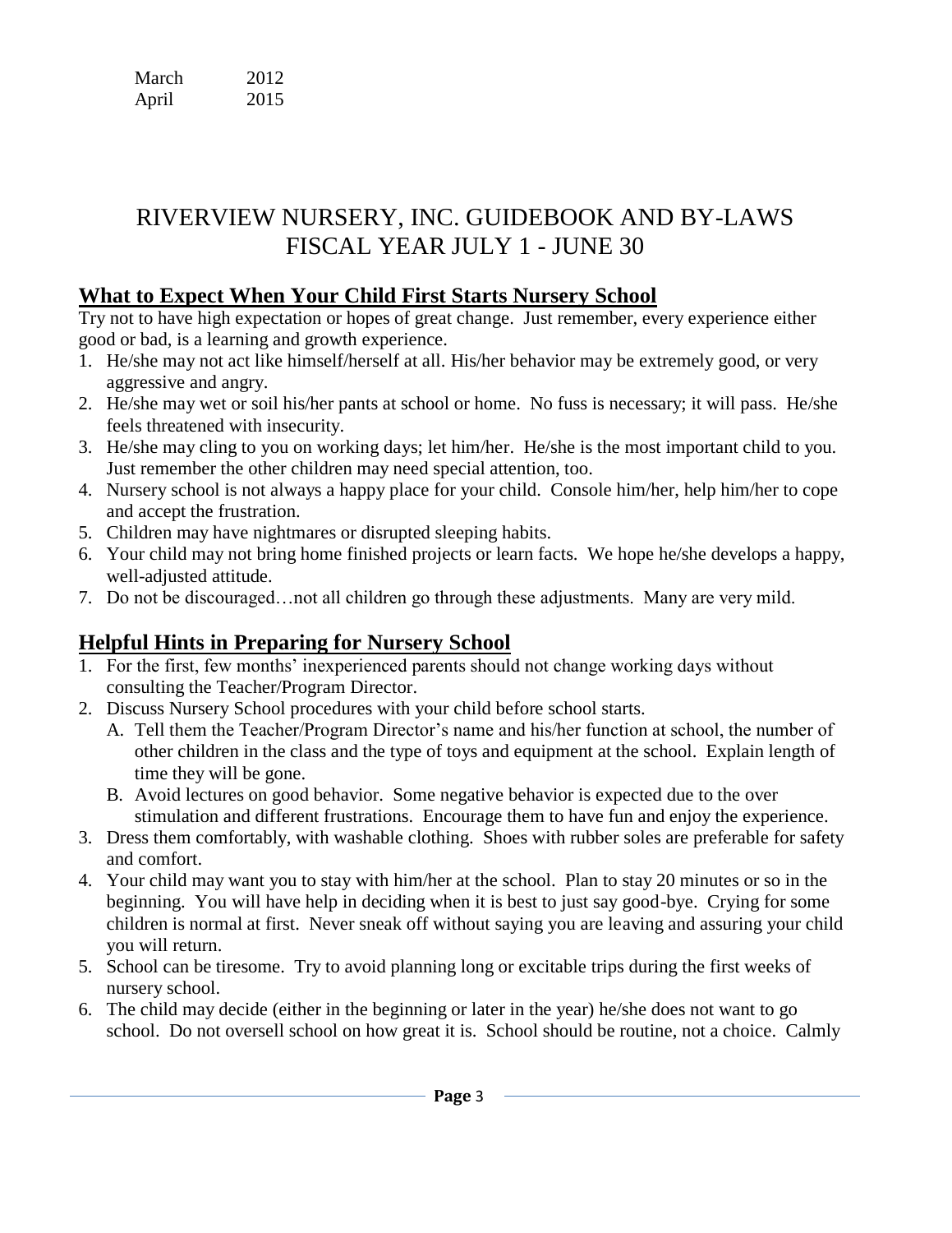| March | 2012 |
|---|---|
| April | 2015 |

# RIVERVIEW NURSERY, INC. GUIDEBOOK AND BY-LAWS FISCAL YEAR JULY 1 - JUNE 30

## What to Expect When Your Child First Starts Nursery School

Try not to have high expectation or hopes of great change. Just remember, every experience either good or bad, is a learning and growth experience.

1. He/she may not act like himself/herself at all. His/her behavior may be extremely good, or very aggressive and angry.
2. He/she may wet or soil his/her pants at school or home. No fuss is necessary; it will pass. He/she feels threatened with insecurity.
3. He/she may cling to you on working days; let him/her. He/she is the most important child to you. Just remember the other children may need special attention, too.
4. Nursery school is not always a happy place for your child. Console him/her, help him/her to cope and accept the frustration.
5. Children may have nightmares or disrupted sleeping habits.
6. Your child may not bring home finished projects or learn facts. We hope he/she develops a happy, well-adjusted attitude.
7. Do not be discouraged…not all children go through these adjustments. Many are very mild.

## Helpful Hints in Preparing for Nursery School

1. For the first, few months' inexperienced parents should not change working days without consulting the Teacher/Program Director.
2. Discuss Nursery School procedures with your child before school starts.
   A. Tell them the Teacher/Program Director's name and his/her function at school, the number of other children in the class and the type of toys and equipment at the school. Explain length of time they will be gone.
   B. Avoid lectures on good behavior. Some negative behavior is expected due to the over stimulation and different frustrations. Encourage them to have fun and enjoy the experience.
3. Dress them comfortably, with washable clothing. Shoes with rubber soles are preferable for safety and comfort.
4. Your child may want you to stay with him/her at the school. Plan to stay 20 minutes or so in the beginning. You will have help in deciding when it is best to just say good-bye. Crying for some children is normal at first. Never sneak off without saying you are leaving and assuring your child you will return.
5. School can be tiresome. Try to avoid planning long or excitable trips during the first weeks of nursery school.
6. The child may decide (either in the beginning or later in the year) he/she does not want to go school. Do not oversell school on how great it is. School should be routine, not a choice. Calmly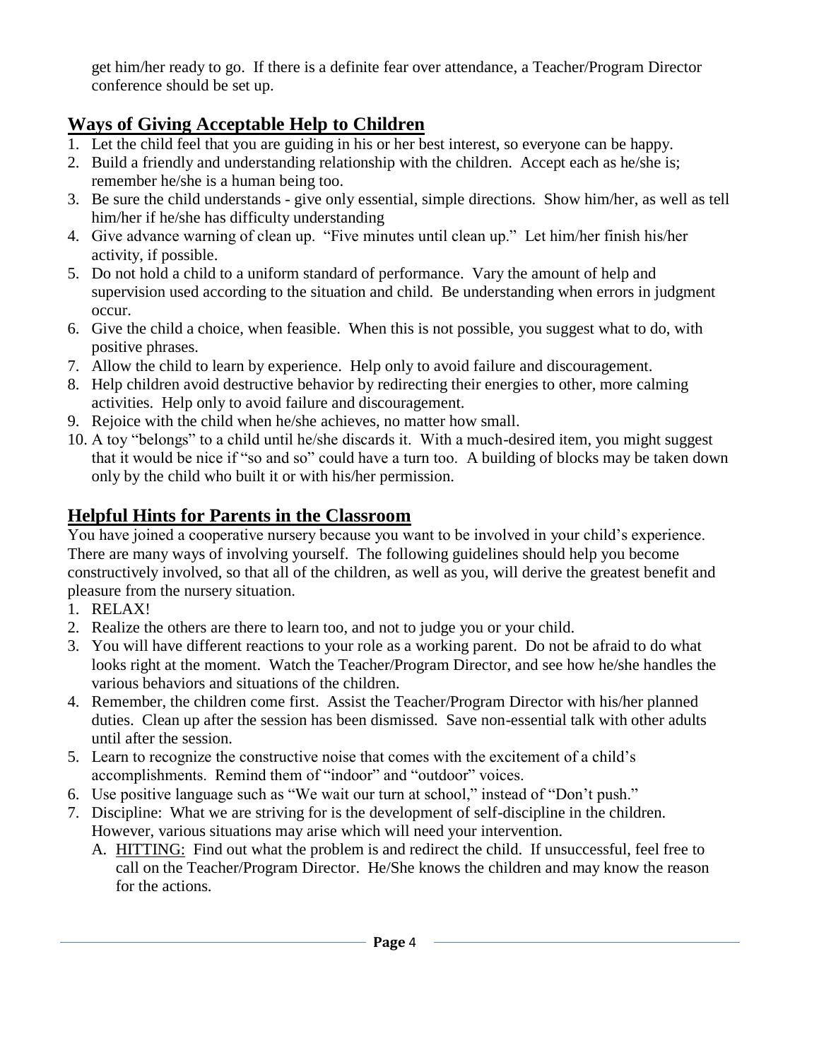get him/her ready to go. If there is a definite fear over attendance, a Teacher/Program Director conference should be set up.

## Ways of Giving Acceptable Help to Children

1. Let the child feel that you are guiding in his or her best interest, so everyone can be happy.
2. Build a friendly and understanding relationship with the children. Accept each as he/she is; remember he/she is a human being too.
3. Be sure the child understands - give only essential, simple directions. Show him/her, as well as tell him/her if he/she has difficulty understanding
4. Give advance warning of clean up. "Five minutes until clean up." Let him/her finish his/her activity, if possible.
5. Do not hold a child to a uniform standard of performance. Vary the amount of help and supervision used according to the situation and child. Be understanding when errors in judgment occur.
6. Give the child a choice, when feasible. When this is not possible, you suggest what to do, with positive phrases.
7. Allow the child to learn by experience. Help only to avoid failure and discouragement.
8. Help children avoid destructive behavior by redirecting their energies to other, more calming activities. Help only to avoid failure and discouragement.
9. Rejoice with the child when he/she achieves, no matter how small.
10. A toy "belongs" to a child until he/she discards it. With a much-desired item, you might suggest that it would be nice if "so and so" could have a turn too. A building of blocks may be taken down only by the child who built it or with his/her permission.

## Helpful Hints for Parents in the Classroom

You have joined a cooperative nursery because you want to be involved in your child's experience. There are many ways of involving yourself. The following guidelines should help you become constructively involved, so that all of the children, as well as you, will derive the greatest benefit and pleasure from the nursery situation.

1. RELAX!
2. Realize the others are there to learn too, and not to judge you or your child.
3. You will have different reactions to your role as a working parent. Do not be afraid to do what looks right at the moment. Watch the Teacher/Program Director, and see how he/she handles the various behaviors and situations of the children.
4. Remember, the children come first. Assist the Teacher/Program Director with his/her planned duties. Clean up after the session has been dismissed. Save non-essential talk with other adults until after the session.
5. Learn to recognize the constructive noise that comes with the excitement of a child's accomplishments. Remind them of "indoor" and "outdoor" voices.
6. Use positive language such as "We wait our turn at school," instead of "Don't push."
7. Discipline: What we are striving for is the development of self-discipline in the children. However, various situations may arise which will need your intervention.
   A. HITTING: Find out what the problem is and redirect the child. If unsuccessful, feel free to call on the Teacher/Program Director. He/She knows the children and may know the reason for the actions.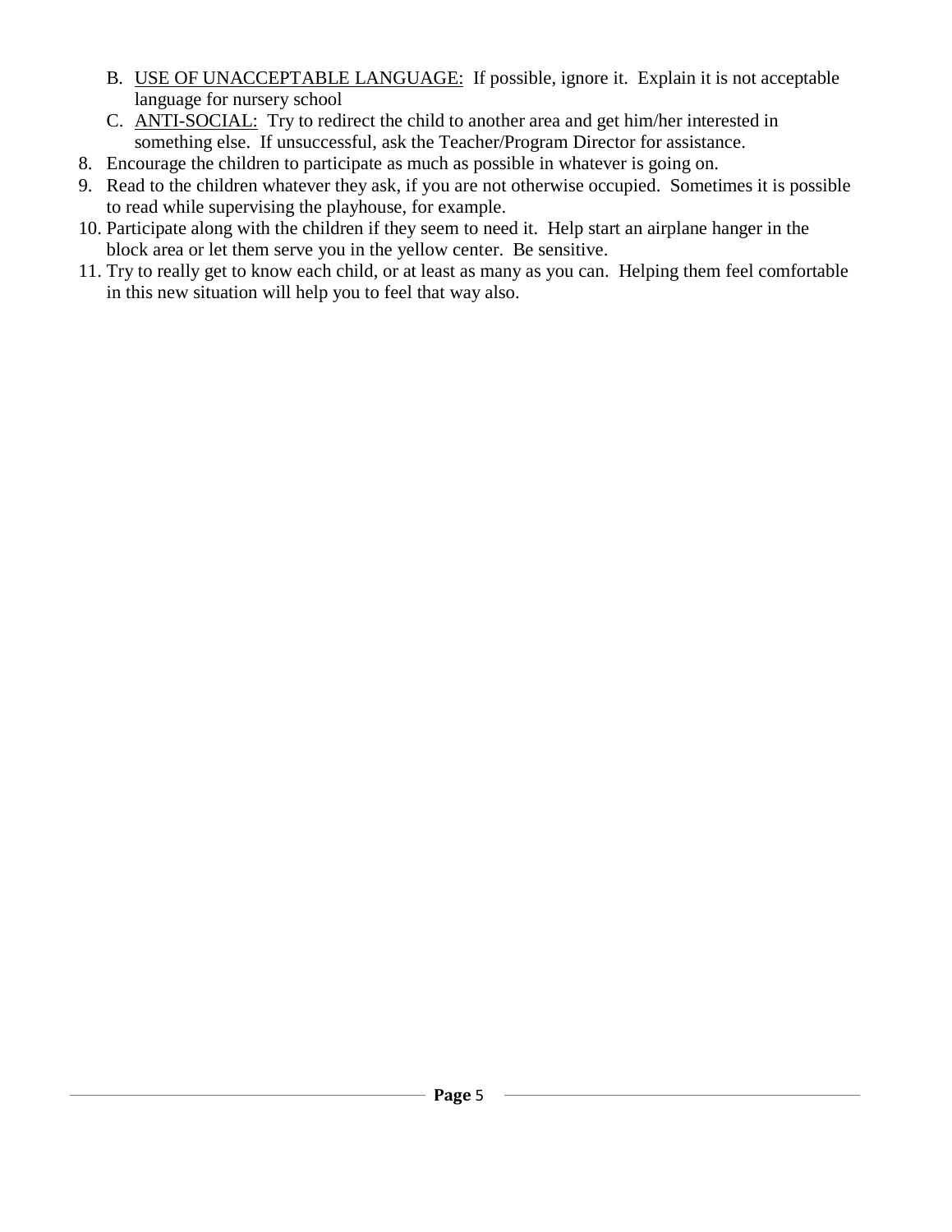B. <u>USE OF UNACCEPTABLE LANGUAGE:</u> If possible, ignore it. Explain it is not acceptable language for nursery school
C. <u>ANTI-SOCIAL:</u> Try to redirect the child to another area and get him/her interested in something else. If unsuccessful, ask the Teacher/Program Director for assistance.

8. Encourage the children to participate as much as possible in whatever is going on.
9. Read to the children whatever they ask, if you are not otherwise occupied. Sometimes it is possible to read while supervising the playhouse, for example.
10. Participate along with the children if they seem to need it. Help start an airplane hanger in the block area or let them serve you in the yellow center. Be sensitive.
11. Try to really get to know each child, or at least as many as you can. Helping them feel comfortable in this new situation will help you to feel that way also.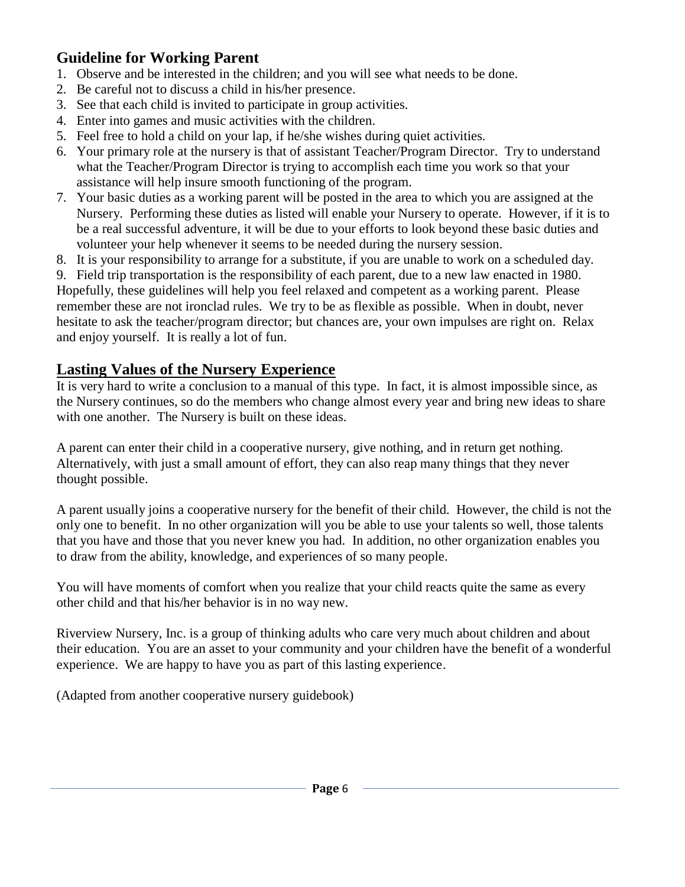## Guideline for Working Parent

1. Observe and be interested in the children; and you will see what needs to be done.
2. Be careful not to discuss a child in his/her presence.
3. See that each child is invited to participate in group activities.
4. Enter into games and music activities with the children.
5. Feel free to hold a child on your lap, if he/she wishes during quiet activities.
6. Your primary role at the nursery is that of assistant Teacher/Program Director. Try to understand what the Teacher/Program Director is trying to accomplish each time you work so that your assistance will help insure smooth functioning of the program.
7. Your basic duties as a working parent will be posted in the area to which you are assigned at the Nursery. Performing these duties as listed will enable your Nursery to operate. However, if it is to be a real successful adventure, it will be due to your efforts to look beyond these basic duties and volunteer your help whenever it seems to be needed during the nursery session.
8. It is your responsibility to arrange for a substitute, if you are unable to work on a scheduled day.
9. Field trip transportation is the responsibility of each parent, due to a new law enacted in 1980.

Hopefully, these guidelines will help you feel relaxed and competent as a working parent. Please remember these are not ironclad rules. We try to be as flexible as possible. When in doubt, never hesitate to ask the teacher/program director; but chances are, your own impulses are right on. Relax and enjoy yourself. It is really a lot of fun.

## Lasting Values of the Nursery Experience

It is very hard to write a conclusion to a manual of this type. In fact, it is almost impossible since, as the Nursery continues, so do the members who change almost every year and bring new ideas to share with one another. The Nursery is built on these ideas.

A parent can enter their child in a cooperative nursery, give nothing, and in return get nothing. Alternatively, with just a small amount of effort, they can also reap many things that they never thought possible.

A parent usually joins a cooperative nursery for the benefit of their child. However, the child is not the only one to benefit. In no other organization will you be able to use your talents so well, those talents that you have and those that you never knew you had. In addition, no other organization enables you to draw from the ability, knowledge, and experiences of so many people.

You will have moments of comfort when you realize that your child reacts quite the same as every other child and that his/her behavior is in no way new.

Riverview Nursery, Inc. is a group of thinking adults who care very much about children and about their education. You are an asset to your community and your children have the benefit of a wonderful experience. We are happy to have you as part of this lasting experience.

(Adapted from another cooperative nursery guidebook)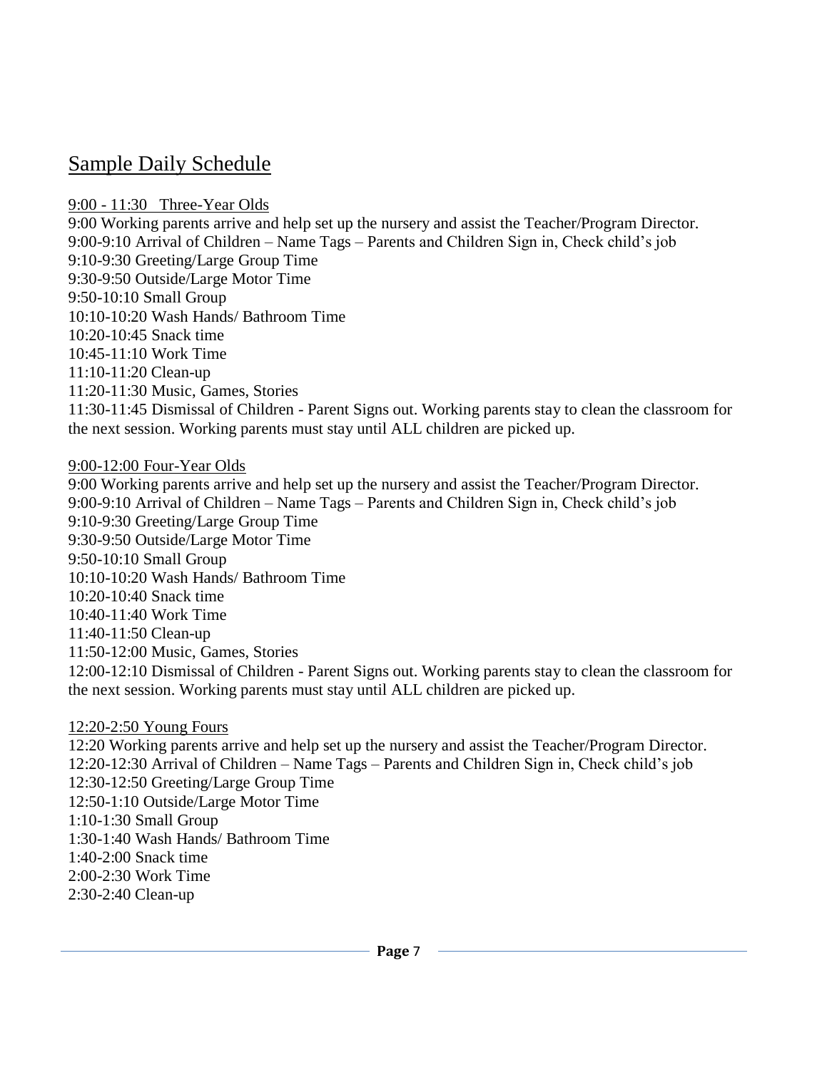## Sample Daily Schedule

9:00 - 11:30 Three-Year Olds

9:00 Working parents arrive and help set up the nursery and assist the Teacher/Program Director.
9:00-9:10 Arrival of Children – Name Tags – Parents and Children Sign in, Check child's job
9:10-9:30 Greeting/Large Group Time
9:30-9:50 Outside/Large Motor Time
9:50-10:10 Small Group
10:10-10:20 Wash Hands/ Bathroom Time
10:20-10:45 Snack time
10:45-11:10 Work Time
11:10-11:20 Clean-up
11:20-11:30 Music, Games, Stories
11:30-11:45 Dismissal of Children - Parent Signs out. Working parents stay to clean the classroom for the next session. Working parents must stay until ALL children are picked up.

9:00-12:00 Four-Year Olds

9:00 Working parents arrive and help set up the nursery and assist the Teacher/Program Director.
9:00-9:10 Arrival of Children – Name Tags – Parents and Children Sign in, Check child's job
9:10-9:30 Greeting/Large Group Time
9:30-9:50 Outside/Large Motor Time
9:50-10:10 Small Group
10:10-10:20 Wash Hands/ Bathroom Time
10:20-10:40 Snack time
10:40-11:40 Work Time
11:40-11:50 Clean-up
11:50-12:00 Music, Games, Stories
12:00-12:10 Dismissal of Children - Parent Signs out. Working parents stay to clean the classroom for the next session. Working parents must stay until ALL children are picked up.

12:20-2:50 Young Fours

12:20 Working parents arrive and help set up the nursery and assist the Teacher/Program Director.
12:20-12:30 Arrival of Children – Name Tags – Parents and Children Sign in, Check child's job
12:30-12:50 Greeting/Large Group Time
12:50-1:10 Outside/Large Motor Time
1:10-1:30 Small Group
1:30-1:40 Wash Hands/ Bathroom Time
1:40-2:00 Snack time
2:00-2:30 Work Time
2:30-2:40 Clean-up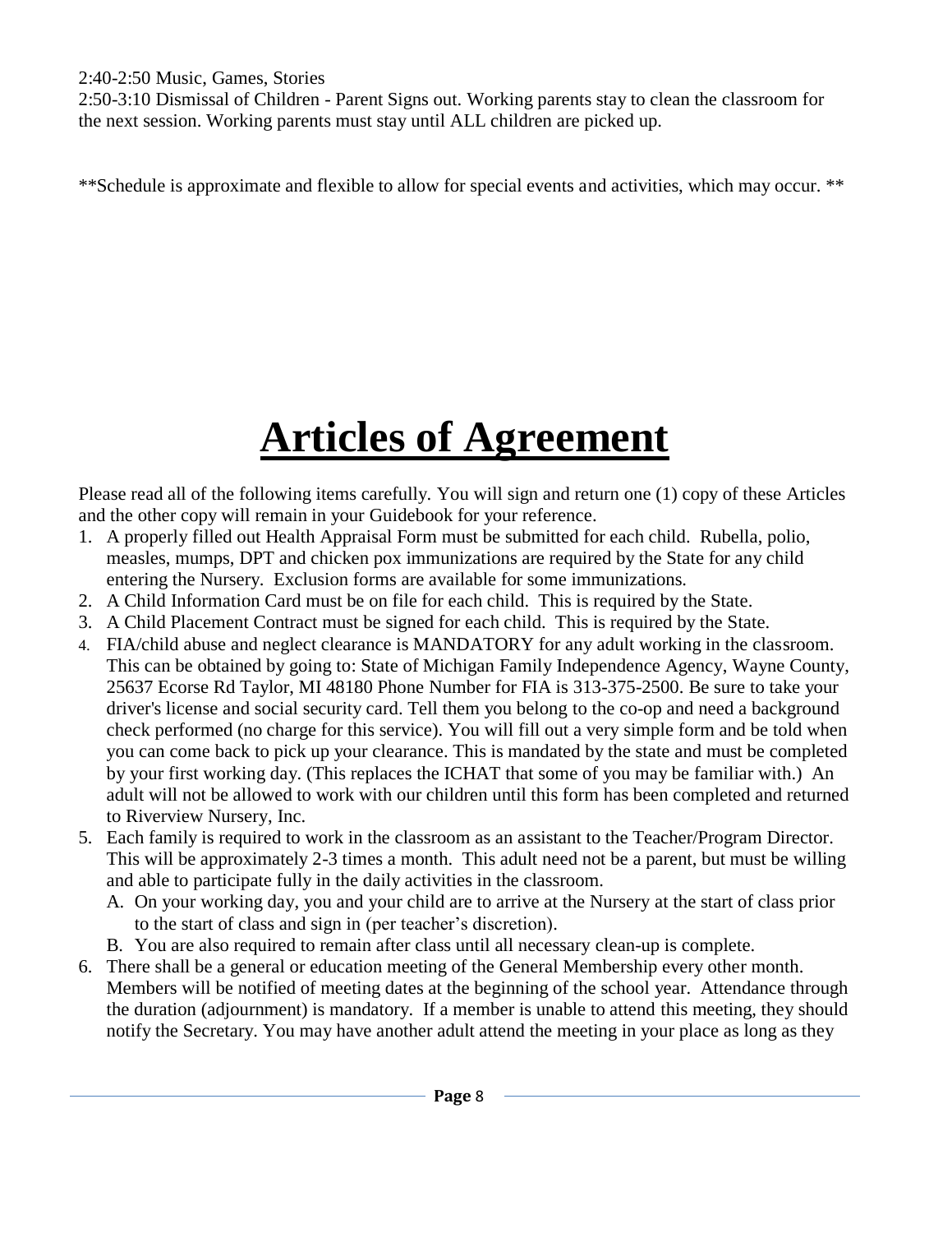2:40-2:50 Music, Games, Stories

2:50-3:10 Dismissal of Children - Parent Signs out. Working parents stay to clean the classroom for the next session. Working parents must stay until ALL children are picked up.

**Schedule is approximate and flexible to allow for special events and activities, which may occur. **

# **Articles of Agreement**

Please read all of the following items carefully. You will sign and return one (1) copy of these Articles and the other copy will remain in your Guidebook for your reference.

1. A properly filled out Health Appraisal Form must be submitted for each child. Rubella, polio, measles, mumps, DPT and chicken pox immunizations are required by the State for any child entering the Nursery. Exclusion forms are available for some immunizations.
2. A Child Information Card must be on file for each child. This is required by the State.
3. A Child Placement Contract must be signed for each child. This is required by the State.
4. FIA/child abuse and neglect clearance is MANDATORY for any adult working in the classroom. This can be obtained by going to: State of Michigan Family Independence Agency, Wayne County, 25637 Ecorse Rd Taylor, MI 48180 Phone Number for FIA is 313-375-2500. Be sure to take your driver's license and social security card. Tell them you belong to the co-op and need a background check performed (no charge for this service). You will fill out a very simple form and be told when you can come back to pick up your clearance. This is mandated by the state and must be completed by your first working day. (This replaces the ICHAT that some of you may be familiar with.) An adult will not be allowed to work with our children until this form has been completed and returned to Riverview Nursery, Inc.
5. Each family is required to work in the classroom as an assistant to the Teacher/Program Director. This will be approximately 2-3 times a month. This adult need not be a parent, but must be willing and able to participate fully in the daily activities in the classroom.
   A. On your working day, you and your child are to arrive at the Nursery at the start of class prior to the start of class and sign in (per teacher's discretion).
   B. You are also required to remain after class until all necessary clean-up is complete.
6. There shall be a general or education meeting of the General Membership every other month. Members will be notified of meeting dates at the beginning of the school year. Attendance through the duration (adjournment) is mandatory. If a member is unable to attend this meeting, they should notify the Secretary. You may have another adult attend the meeting in your place as long as they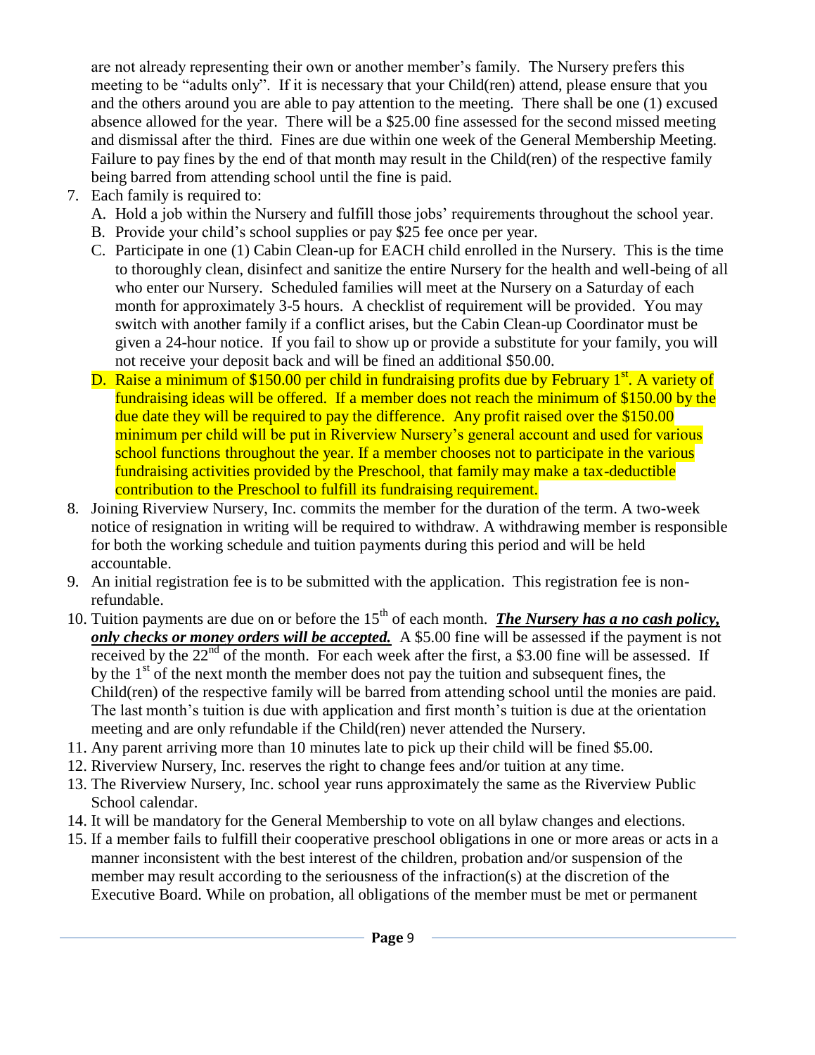are not already representing their own or another member's family. The Nursery prefers this meeting to be "adults only". If it is necessary that your Child(ren) attend, please ensure that you and the others around you are able to pay attention to the meeting. There shall be one (1) excused absence allowed for the year. There will be a $25.00 fine assessed for the second missed meeting and dismissal after the third. Fines are due within one week of the General Membership Meeting. Failure to pay fines by the end of that month may result in the Child(ren) of the respective family being barred from attending school until the fine is paid.

7. Each family is required to:
   A. Hold a job within the Nursery and fulfill those jobs' requirements throughout the school year.
   B. Provide your child's school supplies or pay $25 fee once per year.
   C. Participate in one (1) Cabin Clean-up for EACH child enrolled in the Nursery. This is the time to thoroughly clean, disinfect and sanitize the entire Nursery for the health and well-being of all who enter our Nursery. Scheduled families will meet at the Nursery on a Saturday of each month for approximately 3-5 hours. A checklist of requirement will be provided. You may switch with another family if a conflict arises, but the Cabin Clean-up Coordinator must be given a 24-hour notice. If you fail to show up or provide a substitute for your family, you will not receive your deposit back and will be fined an additional $50.00.
   D. Raise a minimum of $150.00 per child in fundraising profits due by February 1st. A variety of fundraising ideas will be offered. If a member does not reach the minimum of $150.00 by the due date they will be required to pay the difference. Any profit raised over the $150.00 minimum per child will be put in Riverview Nursery's general account and used for various school functions throughout the year. If a member chooses not to participate in the various fundraising activities provided by the Preschool, that family may make a tax-deductible contribution to the Preschool to fulfill its fundraising requirement.
8. Joining Riverview Nursery, Inc. commits the member for the duration of the term. A two-week notice of resignation in writing will be required to withdraw. A withdrawing member is responsible for both the working schedule and tuition payments during this period and will be held accountable.
9. An initial registration fee is to be submitted with the application. This registration fee is non-refundable.
10. Tuition payments are due on or before the 15th of each month. ***The Nursery has a no cash policy, only checks or money orders will be accepted.*** A $5.00 fine will be assessed if the payment is not received by the 22nd of the month. For each week after the first, a $3.00 fine will be assessed. If by the 1st of the next month the member does not pay the tuition and subsequent fines, the Child(ren) of the respective family will be barred from attending school until the monies are paid. The last month's tuition is due with application and first month's tuition is due at the orientation meeting and are only refundable if the Child(ren) never attended the Nursery.
11. Any parent arriving more than 10 minutes late to pick up their child will be fined $5.00.
12. Riverview Nursery, Inc. reserves the right to change fees and/or tuition at any time.
13. The Riverview Nursery, Inc. school year runs approximately the same as the Riverview Public School calendar.
14. It will be mandatory for the General Membership to vote on all bylaw changes and elections.
15. If a member fails to fulfill their cooperative preschool obligations in one or more areas or acts in a manner inconsistent with the best interest of the children, probation and/or suspension of the member may result according to the seriousness of the infraction(s) at the discretion of the Executive Board. While on probation, all obligations of the member must be met or permanent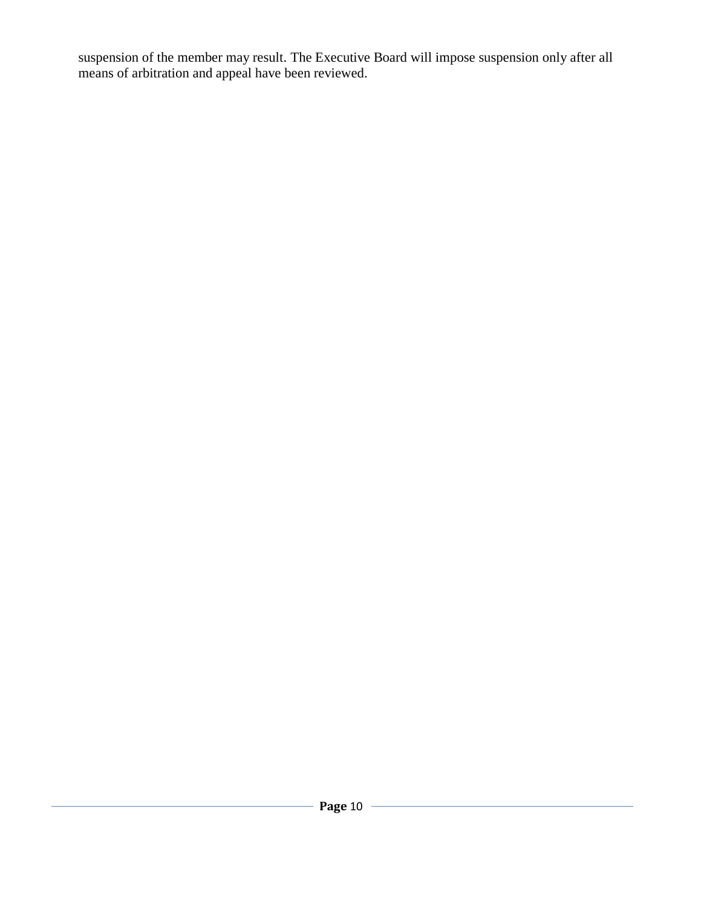suspension of the member may result. The Executive Board will impose suspension only after all means of arbitration and appeal have been reviewed.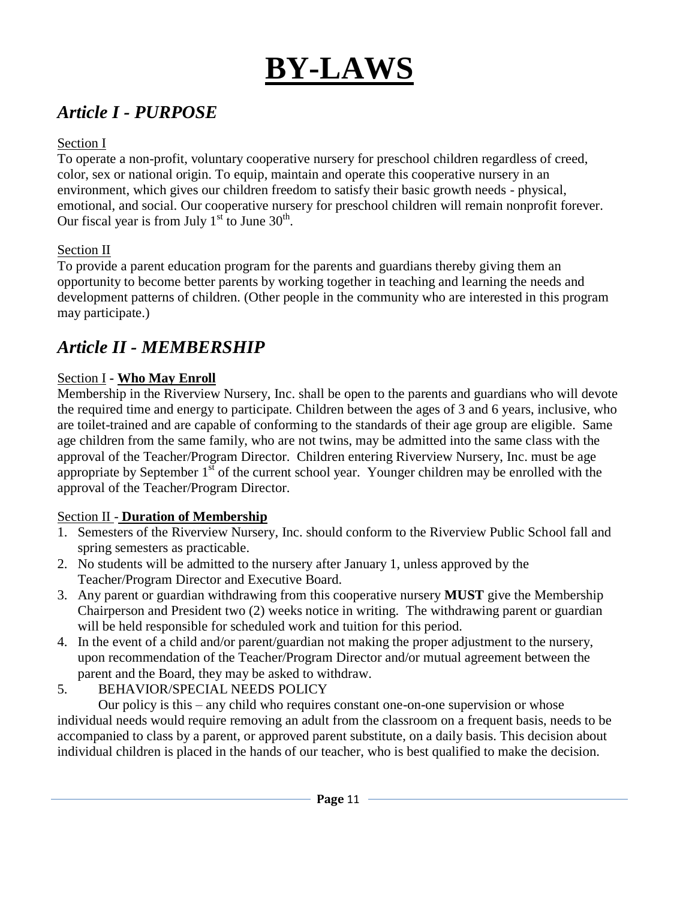# BY-LAWS

## *Article I - PURPOSE*

Section I

To operate a non-profit, voluntary cooperative nursery for preschool children regardless of creed, color, sex or national origin. To equip, maintain and operate this cooperative nursery in an environment, which gives our children freedom to satisfy their basic growth needs - physical, emotional, and social. Our cooperative nursery for preschool children will remain nonprofit forever. Our fiscal year is from July 1st to June 30th.

Section II

To provide a parent education program for the parents and guardians thereby giving them an opportunity to become better parents by working together in teaching and learning the needs and development patterns of children. (Other people in the community who are interested in this program may participate.)

## *Article II - MEMBERSHIP*

Section I - **Who May Enroll**

Membership in the Riverview Nursery, Inc. shall be open to the parents and guardians who will devote the required time and energy to participate. Children between the ages of 3 and 6 years, inclusive, who are toilet-trained and are capable of conforming to the standards of their age group are eligible. Same age children from the same family, who are not twins, may be admitted into the same class with the approval of the Teacher/Program Director. Children entering Riverview Nursery, Inc. must be age appropriate by September 1st of the current school year. Younger children may be enrolled with the approval of the Teacher/Program Director.

Section II - **Duration of Membership**

1. Semesters of the Riverview Nursery, Inc. should conform to the Riverview Public School fall and spring semesters as practicable.
2. No students will be admitted to the nursery after January 1, unless approved by the Teacher/Program Director and Executive Board.
3. Any parent or guardian withdrawing from this cooperative nursery **MUST** give the Membership Chairperson and President two (2) weeks notice in writing. The withdrawing parent or guardian will be held responsible for scheduled work and tuition for this period.
4. In the event of a child and/or parent/guardian not making the proper adjustment to the nursery, upon recommendation of the Teacher/Program Director and/or mutual agreement between the parent and the Board, they may be asked to withdraw.
5. BEHAVIOR/SPECIAL NEEDS POLICY

   Our policy is this – any child who requires constant one-on-one supervision or whose individual needs would require removing an adult from the classroom on a frequent basis, needs to be accompanied to class by a parent, or approved parent substitute, on a daily basis. This decision about individual children is placed in the hands of our teacher, who is best qualified to make the decision.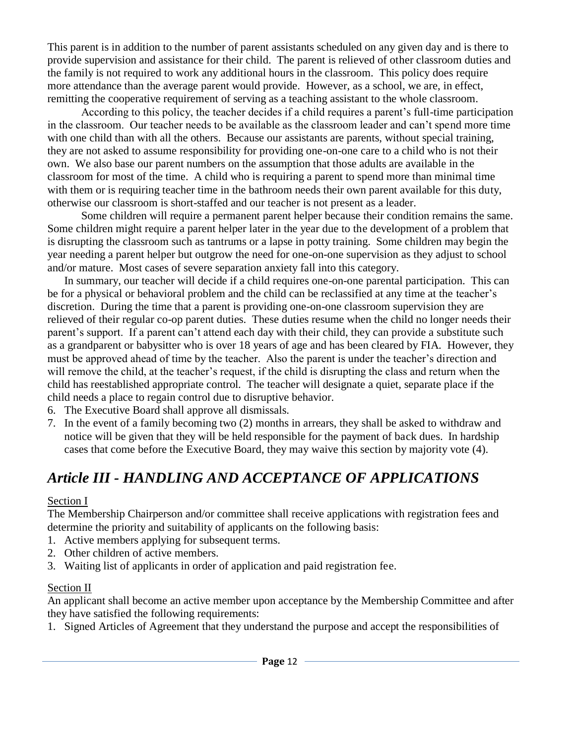This parent is in addition to the number of parent assistants scheduled on any given day and is there to provide supervision and assistance for their child. The parent is relieved of other classroom duties and the family is not required to work any additional hours in the classroom. This policy does require more attendance than the average parent would provide. However, as a school, we are, in effect, remitting the cooperative requirement of serving as a teaching assistant to the whole classroom.

According to this policy, the teacher decides if a child requires a parent's full-time participation in the classroom. Our teacher needs to be available as the classroom leader and can't spend more time with one child than with all the others. Because our assistants are parents, without special training, they are not asked to assume responsibility for providing one-on-one care to a child who is not their own. We also base our parent numbers on the assumption that those adults are available in the classroom for most of the time. A child who is requiring a parent to spend more than minimal time with them or is requiring teacher time in the bathroom needs their own parent available for this duty, otherwise our classroom is short-staffed and our teacher is not present as a leader.

Some children will require a permanent parent helper because their condition remains the same. Some children might require a parent helper later in the year due to the development of a problem that is disrupting the classroom such as tantrums or a lapse in potty training. Some children may begin the year needing a parent helper but outgrow the need for one-on-one supervision as they adjust to school and/or mature. Most cases of severe separation anxiety fall into this category.

In summary, our teacher will decide if a child requires one-on-one parental participation. This can be for a physical or behavioral problem and the child can be reclassified at any time at the teacher's discretion. During the time that a parent is providing one-on-one classroom supervision they are relieved of their regular co-op parent duties. These duties resume when the child no longer needs their parent's support. If a parent can't attend each day with their child, they can provide a substitute such as a grandparent or babysitter who is over 18 years of age and has been cleared by FIA. However, they must be approved ahead of time by the teacher. Also the parent is under the teacher's direction and will remove the child, at the teacher's request, if the child is disrupting the class and return when the child has reestablished appropriate control. The teacher will designate a quiet, separate place if the child needs a place to regain control due to disruptive behavior.

6. The Executive Board shall approve all dismissals.
7. In the event of a family becoming two (2) months in arrears, they shall be asked to withdraw and notice will be given that they will be held responsible for the payment of back dues. In hardship cases that come before the Executive Board, they may waive this section by majority vote (4).

## *Article III - HANDLING AND ACCEPTANCE OF APPLICATIONS*

Section I

The Membership Chairperson and/or committee shall receive applications with registration fees and determine the priority and suitability of applicants on the following basis:

1. Active members applying for subsequent terms.
2. Other children of active members.
3. Waiting list of applicants in order of application and paid registration fee.

Section II

An applicant shall become an active member upon acceptance by the Membership Committee and after they have satisfied the following requirements:

1. Signed Articles of Agreement that they understand the purpose and accept the responsibilities of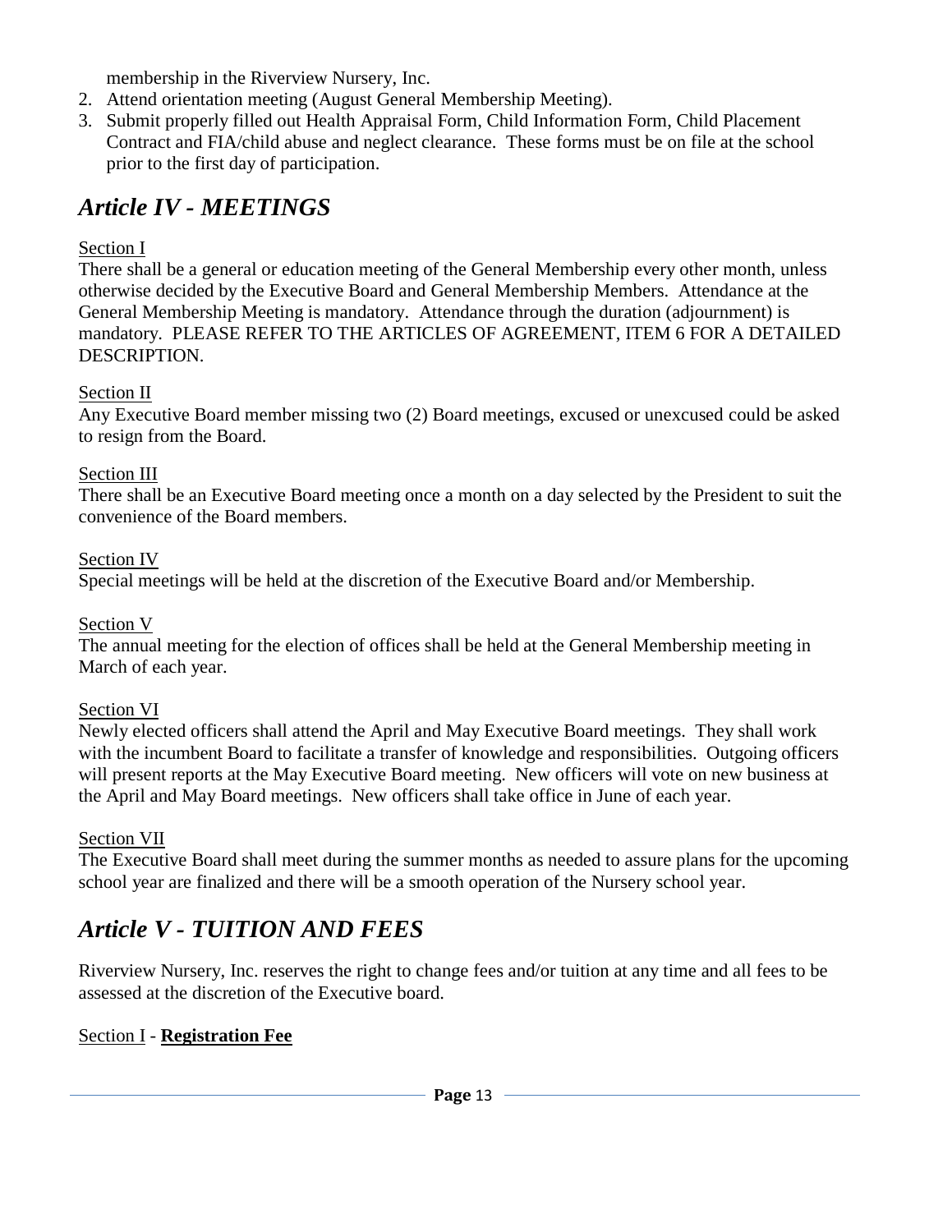membership in the Riverview Nursery, Inc.

2. Attend orientation meeting (August General Membership Meeting).
3. Submit properly filled out Health Appraisal Form, Child Information Form, Child Placement Contract and FIA/child abuse and neglect clearance. These forms must be on file at the school prior to the first day of participation.

## *Article IV - MEETINGS*

Section I

There shall be a general or education meeting of the General Membership every other month, unless otherwise decided by the Executive Board and General Membership Members. Attendance at the General Membership Meeting is mandatory. Attendance through the duration (adjournment) is mandatory. PLEASE REFER TO THE ARTICLES OF AGREEMENT, ITEM 6 FOR A DETAILED DESCRIPTION.

Section II

Any Executive Board member missing two (2) Board meetings, excused or unexcused could be asked to resign from the Board.

Section III

There shall be an Executive Board meeting once a month on a day selected by the President to suit the convenience of the Board members.

Section IV

Special meetings will be held at the discretion of the Executive Board and/or Membership.

Section V

The annual meeting for the election of offices shall be held at the General Membership meeting in March of each year.

Section VI

Newly elected officers shall attend the April and May Executive Board meetings. They shall work with the incumbent Board to facilitate a transfer of knowledge and responsibilities. Outgoing officers will present reports at the May Executive Board meeting. New officers will vote on new business at the April and May Board meetings. New officers shall take office in June of each year.

Section VII

The Executive Board shall meet during the summer months as needed to assure plans for the upcoming school year are finalized and there will be a smooth operation of the Nursery school year.

## *Article V - TUITION AND FEES*

Riverview Nursery, Inc. reserves the right to change fees and/or tuition at any time and all fees to be assessed at the discretion of the Executive board.

Section I - **Registration Fee**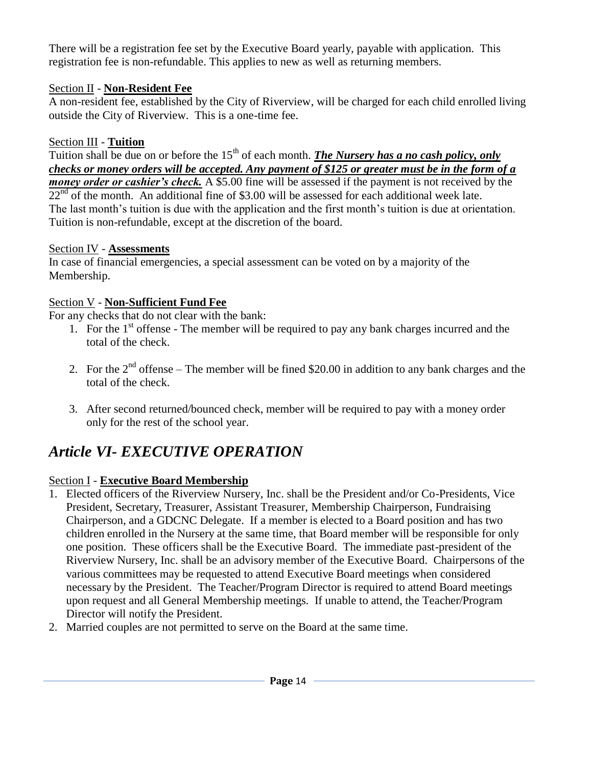There will be a registration fee set by the Executive Board yearly, payable with application. This registration fee is non-refundable. This applies to new as well as returning members.

Section II - **Non-Resident Fee**

A non-resident fee, established by the City of Riverview, will be charged for each child enrolled living outside the City of Riverview. This is a one-time fee.

Section III - **Tuition**

Tuition shall be due on or before the 15th of each month. ***The Nursery has a no cash policy, only checks or money orders will be accepted. Any payment of $125 or greater must be in the form of a money order or cashier's check.*** A $5.00 fine will be assessed if the payment is not received by the 22nd of the month. An additional fine of $3.00 will be assessed for each additional week late. The last month's tuition is due with the application and the first month's tuition is due at orientation. Tuition is non-refundable, except at the discretion of the board.

Section IV - **Assessments**

In case of financial emergencies, a special assessment can be voted on by a majority of the Membership.

Section V - **Non-Sufficient Fund Fee**

For any checks that do not clear with the bank:

1. For the 1st offense - The member will be required to pay any bank charges incurred and the total of the check.
2. For the 2nd offense – The member will be fined $20.00 in addition to any bank charges and the total of the check.
3. After second returned/bounced check, member will be required to pay with a money order only for the rest of the school year.

# *Article VI- EXECUTIVE OPERATION*

Section I - **Executive Board Membership**

1. Elected officers of the Riverview Nursery, Inc. shall be the President and/or Co-Presidents, Vice President, Secretary, Treasurer, Assistant Treasurer, Membership Chairperson, Fundraising Chairperson, and a GDCNC Delegate. If a member is elected to a Board position and has two children enrolled in the Nursery at the same time, that Board member will be responsible for only one position. These officers shall be the Executive Board. The immediate past-president of the Riverview Nursery, Inc. shall be an advisory member of the Executive Board. Chairpersons of the various committees may be requested to attend Executive Board meetings when considered necessary by the President. The Teacher/Program Director is required to attend Board meetings upon request and all General Membership meetings. If unable to attend, the Teacher/Program Director will notify the President.
2. Married couples are not permitted to serve on the Board at the same time.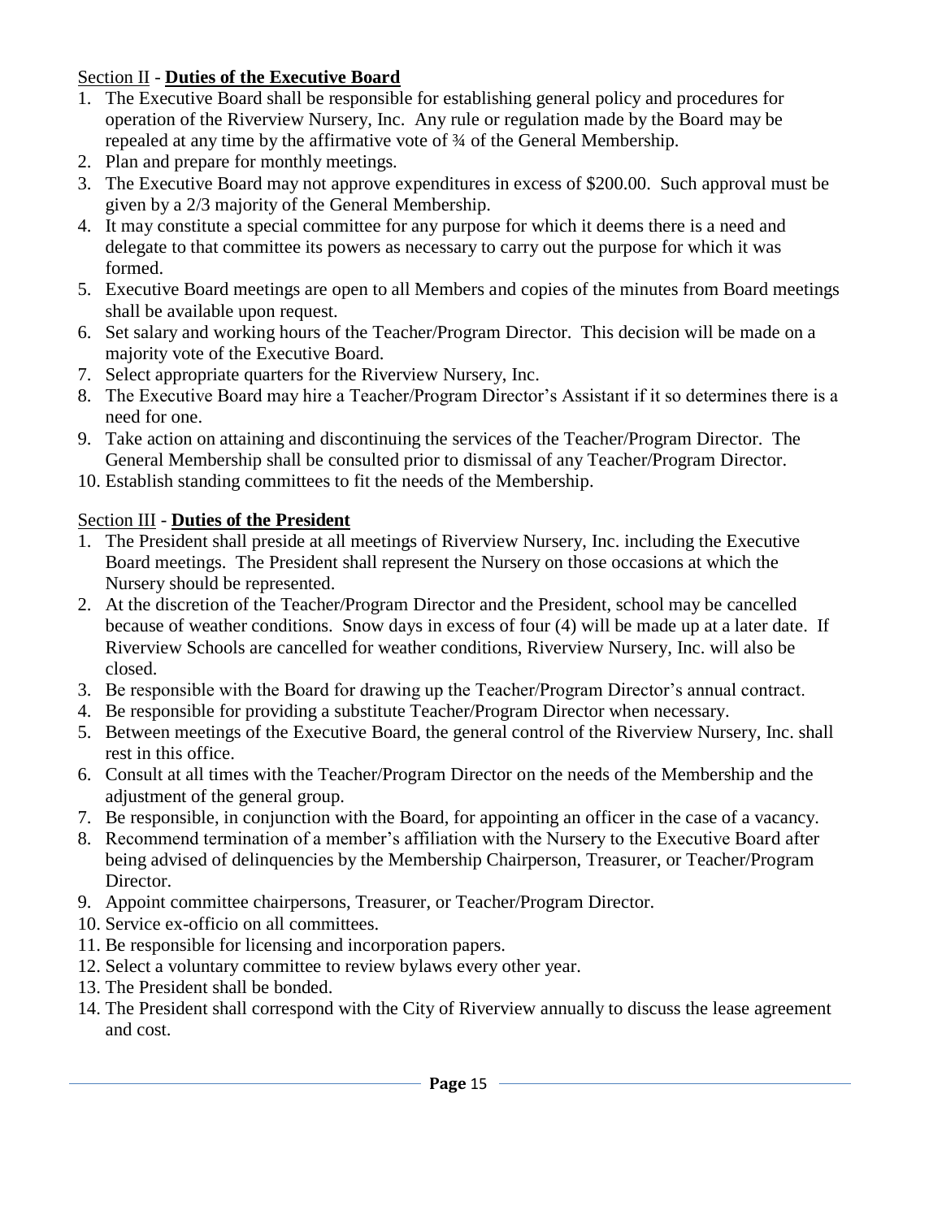## Section II - **Duties of the Executive Board**

1. The Executive Board shall be responsible for establishing general policy and procedures for operation of the Riverview Nursery, Inc. Any rule or regulation made by the Board may be repealed at any time by the affirmative vote of ¾ of the General Membership.
2. Plan and prepare for monthly meetings.
3. The Executive Board may not approve expenditures in excess of $200.00. Such approval must be given by a 2/3 majority of the General Membership.
4. It may constitute a special committee for any purpose for which it deems there is a need and delegate to that committee its powers as necessary to carry out the purpose for which it was formed.
5. Executive Board meetings are open to all Members and copies of the minutes from Board meetings shall be available upon request.
6. Set salary and working hours of the Teacher/Program Director. This decision will be made on a majority vote of the Executive Board.
7. Select appropriate quarters for the Riverview Nursery, Inc.
8. The Executive Board may hire a Teacher/Program Director's Assistant if it so determines there is a need for one.
9. Take action on attaining and discontinuing the services of the Teacher/Program Director. The General Membership shall be consulted prior to dismissal of any Teacher/Program Director.
10. Establish standing committees to fit the needs of the Membership.

## Section III - **Duties of the President**

1. The President shall preside at all meetings of Riverview Nursery, Inc. including the Executive Board meetings. The President shall represent the Nursery on those occasions at which the Nursery should be represented.
2. At the discretion of the Teacher/Program Director and the President, school may be cancelled because of weather conditions. Snow days in excess of four (4) will be made up at a later date. If Riverview Schools are cancelled for weather conditions, Riverview Nursery, Inc. will also be closed.
3. Be responsible with the Board for drawing up the Teacher/Program Director's annual contract.
4. Be responsible for providing a substitute Teacher/Program Director when necessary.
5. Between meetings of the Executive Board, the general control of the Riverview Nursery, Inc. shall rest in this office.
6. Consult at all times with the Teacher/Program Director on the needs of the Membership and the adjustment of the general group.
7. Be responsible, in conjunction with the Board, for appointing an officer in the case of a vacancy.
8. Recommend termination of a member's affiliation with the Nursery to the Executive Board after being advised of delinquencies by the Membership Chairperson, Treasurer, or Teacher/Program Director.
9. Appoint committee chairpersons, Treasurer, or Teacher/Program Director.
10. Service ex-officio on all committees.
11. Be responsible for licensing and incorporation papers.
12. Select a voluntary committee to review bylaws every other year.
13. The President shall be bonded.
14. The President shall correspond with the City of Riverview annually to discuss the lease agreement and cost.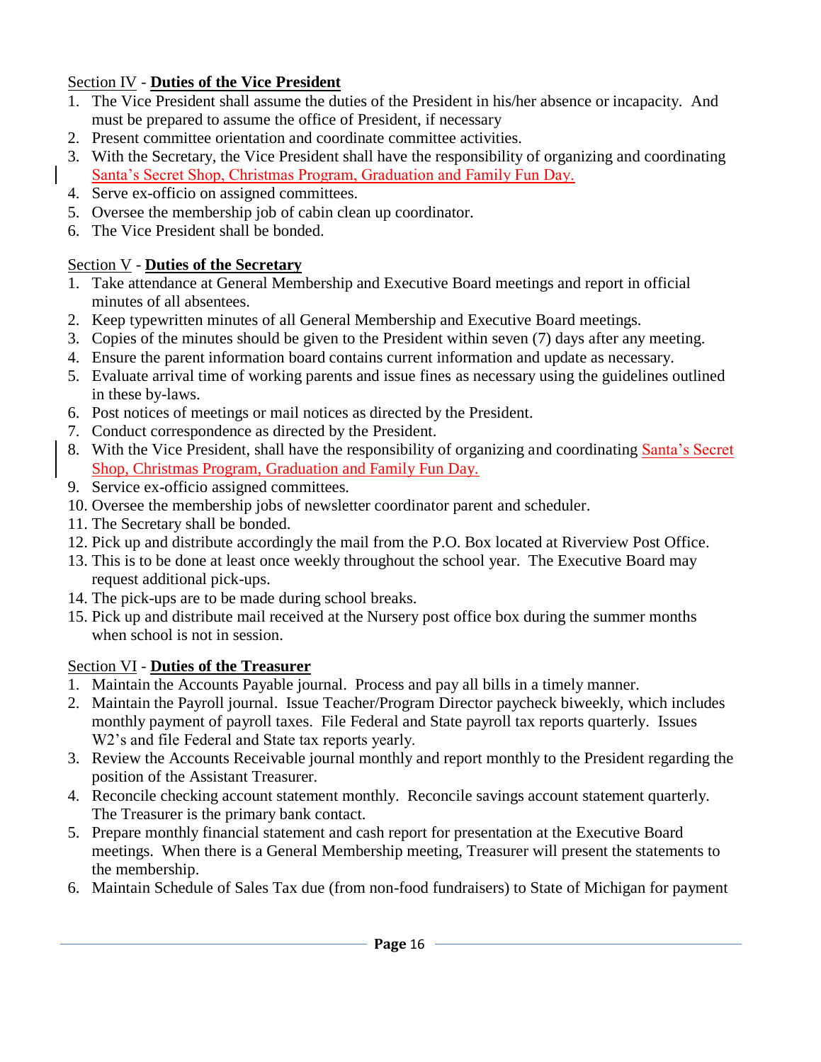Section IV - **Duties of the Vice President**

1. The Vice President shall assume the duties of the President in his/her absence or incapacity. And must be prepared to assume the office of President, if necessary
2. Present committee orientation and coordinate committee activities.
3. With the Secretary, the Vice President shall have the responsibility of organizing and coordinating Santa's Secret Shop, Christmas Program, Graduation and Family Fun Day.
4. Serve ex-officio on assigned committees.
5. Oversee the membership job of cabin clean up coordinator.
6. The Vice President shall be bonded.

Section V - **Duties of the Secretary**

1. Take attendance at General Membership and Executive Board meetings and report in official minutes of all absentees.
2. Keep typewritten minutes of all General Membership and Executive Board meetings.
3. Copies of the minutes should be given to the President within seven (7) days after any meeting.
4. Ensure the parent information board contains current information and update as necessary.
5. Evaluate arrival time of working parents and issue fines as necessary using the guidelines outlined in these by-laws.
6. Post notices of meetings or mail notices as directed by the President.
7. Conduct correspondence as directed by the President.
8. With the Vice President, shall have the responsibility of organizing and coordinating Santa's Secret Shop, Christmas Program, Graduation and Family Fun Day.
9. Service ex-officio assigned committees.
10. Oversee the membership jobs of newsletter coordinator parent and scheduler.
11. The Secretary shall be bonded.
12. Pick up and distribute accordingly the mail from the P.O. Box located at Riverview Post Office.
13. This is to be done at least once weekly throughout the school year. The Executive Board may request additional pick-ups.
14. The pick-ups are to be made during school breaks.
15. Pick up and distribute mail received at the Nursery post office box during the summer months when school is not in session.

Section VI - **Duties of the Treasurer**

1. Maintain the Accounts Payable journal. Process and pay all bills in a timely manner.
2. Maintain the Payroll journal. Issue Teacher/Program Director paycheck biweekly, which includes monthly payment of payroll taxes. File Federal and State payroll tax reports quarterly. Issues W2's and file Federal and State tax reports yearly.
3. Review the Accounts Receivable journal monthly and report monthly to the President regarding the position of the Assistant Treasurer.
4. Reconcile checking account statement monthly. Reconcile savings account statement quarterly. The Treasurer is the primary bank contact.
5. Prepare monthly financial statement and cash report for presentation at the Executive Board meetings. When there is a General Membership meeting, Treasurer will present the statements to the membership.
6. Maintain Schedule of Sales Tax due (from non-food fundraisers) to State of Michigan for payment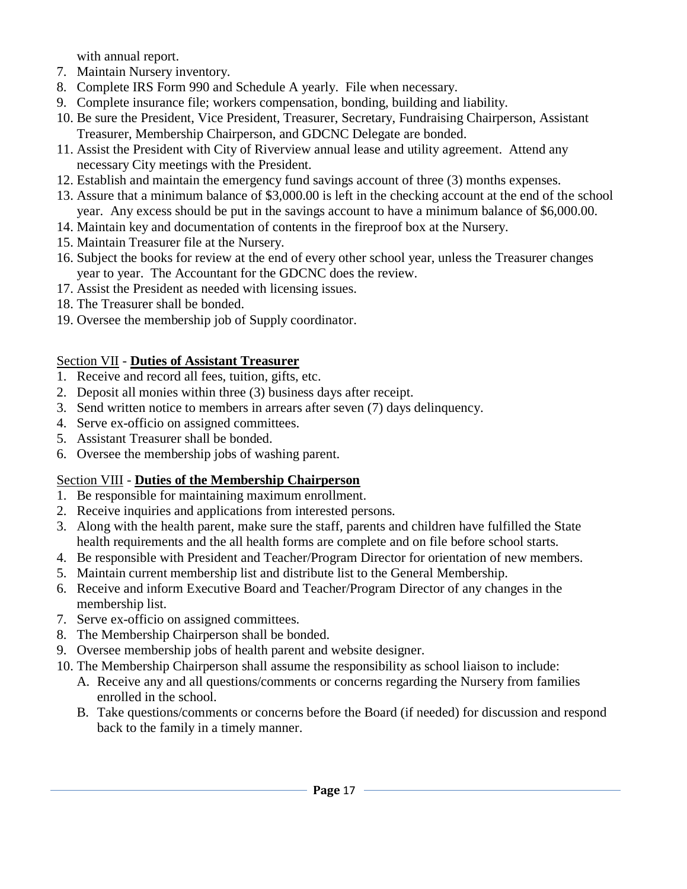with annual report.

7. Maintain Nursery inventory.
8. Complete IRS Form 990 and Schedule A yearly. File when necessary.
9. Complete insurance file; workers compensation, bonding, building and liability.
10. Be sure the President, Vice President, Treasurer, Secretary, Fundraising Chairperson, Assistant Treasurer, Membership Chairperson, and GDCNC Delegate are bonded.
11. Assist the President with City of Riverview annual lease and utility agreement. Attend any necessary City meetings with the President.
12. Establish and maintain the emergency fund savings account of three (3) months expenses.
13. Assure that a minimum balance of $3,000.00 is left in the checking account at the end of the school year. Any excess should be put in the savings account to have a minimum balance of $6,000.00.
14. Maintain key and documentation of contents in the fireproof box at the Nursery.
15. Maintain Treasurer file at the Nursery.
16. Subject the books for review at the end of every other school year, unless the Treasurer changes year to year. The Accountant for the GDCNC does the review.
17. Assist the President as needed with licensing issues.
18. The Treasurer shall be bonded.
19. Oversee the membership job of Supply coordinator.

<u>Section VII</u> - **<u>Duties of Assistant Treasurer</u>**

1. Receive and record all fees, tuition, gifts, etc.
2. Deposit all monies within three (3) business days after receipt.
3. Send written notice to members in arrears after seven (7) days delinquency.
4. Serve ex-officio on assigned committees.
5. Assistant Treasurer shall be bonded.
6. Oversee the membership jobs of washing parent.

<u>Section VIII</u> - **<u>Duties of the Membership Chairperson</u>**

1. Be responsible for maintaining maximum enrollment.
2. Receive inquiries and applications from interested persons.
3. Along with the health parent, make sure the staff, parents and children have fulfilled the State health requirements and the all health forms are complete and on file before school starts.
4. Be responsible with President and Teacher/Program Director for orientation of new members.
5. Maintain current membership list and distribute list to the General Membership.
6. Receive and inform Executive Board and Teacher/Program Director of any changes in the membership list.
7. Serve ex-officio on assigned committees.
8. The Membership Chairperson shall be bonded.
9. Oversee membership jobs of health parent and website designer.
10. The Membership Chairperson shall assume the responsibility as school liaison to include:
    A. Receive any and all questions/comments or concerns regarding the Nursery from families enrolled in the school.
    B. Take questions/comments or concerns before the Board (if needed) for discussion and respond back to the family in a timely manner.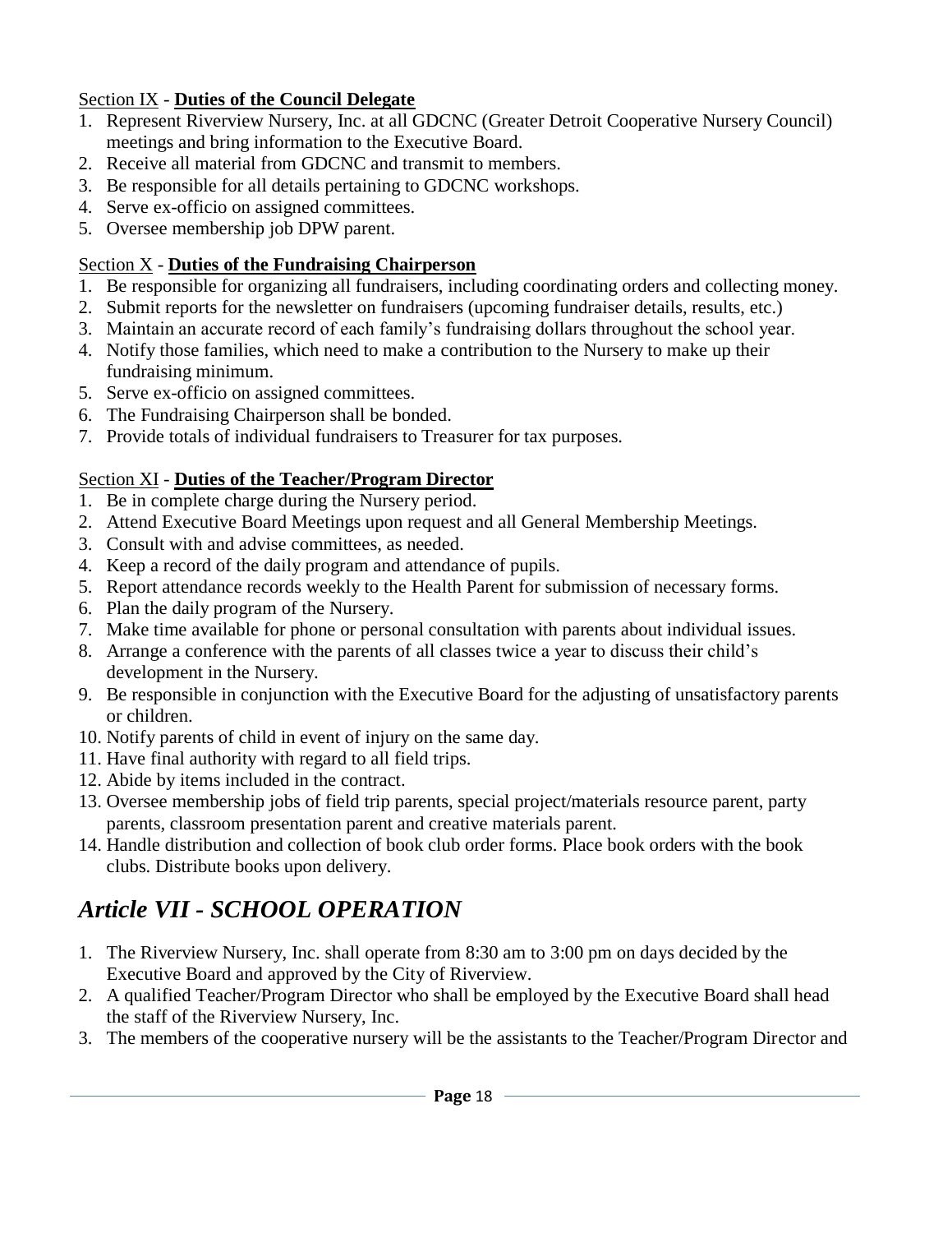Section IX - **Duties of the Council Delegate**

1. Represent Riverview Nursery, Inc. at all GDCNC (Greater Detroit Cooperative Nursery Council) meetings and bring information to the Executive Board.
2. Receive all material from GDCNC and transmit to members.
3. Be responsible for all details pertaining to GDCNC workshops.
4. Serve ex-officio on assigned committees.
5. Oversee membership job DPW parent.

Section X - **Duties of the Fundraising Chairperson**

1. Be responsible for organizing all fundraisers, including coordinating orders and collecting money.
2. Submit reports for the newsletter on fundraisers (upcoming fundraiser details, results, etc.)
3. Maintain an accurate record of each family's fundraising dollars throughout the school year.
4. Notify those families, which need to make a contribution to the Nursery to make up their fundraising minimum.
5. Serve ex-officio on assigned committees.
6. The Fundraising Chairperson shall be bonded.
7. Provide totals of individual fundraisers to Treasurer for tax purposes.

Section XI - **Duties of the Teacher/Program Director**

1. Be in complete charge during the Nursery period.
2. Attend Executive Board Meetings upon request and all General Membership Meetings.
3. Consult with and advise committees, as needed.
4. Keep a record of the daily program and attendance of pupils.
5. Report attendance records weekly to the Health Parent for submission of necessary forms.
6. Plan the daily program of the Nursery.
7. Make time available for phone or personal consultation with parents about individual issues.
8. Arrange a conference with the parents of all classes twice a year to discuss their child's development in the Nursery.
9. Be responsible in conjunction with the Executive Board for the adjusting of unsatisfactory parents or children.
10. Notify parents of child in event of injury on the same day.
11. Have final authority with regard to all field trips.
12. Abide by items included in the contract.
13. Oversee membership jobs of field trip parents, special project/materials resource parent, party parents, classroom presentation parent and creative materials parent.
14. Handle distribution and collection of book club order forms. Place book orders with the book clubs. Distribute books upon delivery.

# *Article VII - SCHOOL OPERATION*

1. The Riverview Nursery, Inc. shall operate from 8:30 am to 3:00 pm on days decided by the Executive Board and approved by the City of Riverview.
2. A qualified Teacher/Program Director who shall be employed by the Executive Board shall head the staff of the Riverview Nursery, Inc.
3. The members of the cooperative nursery will be the assistants to the Teacher/Program Director and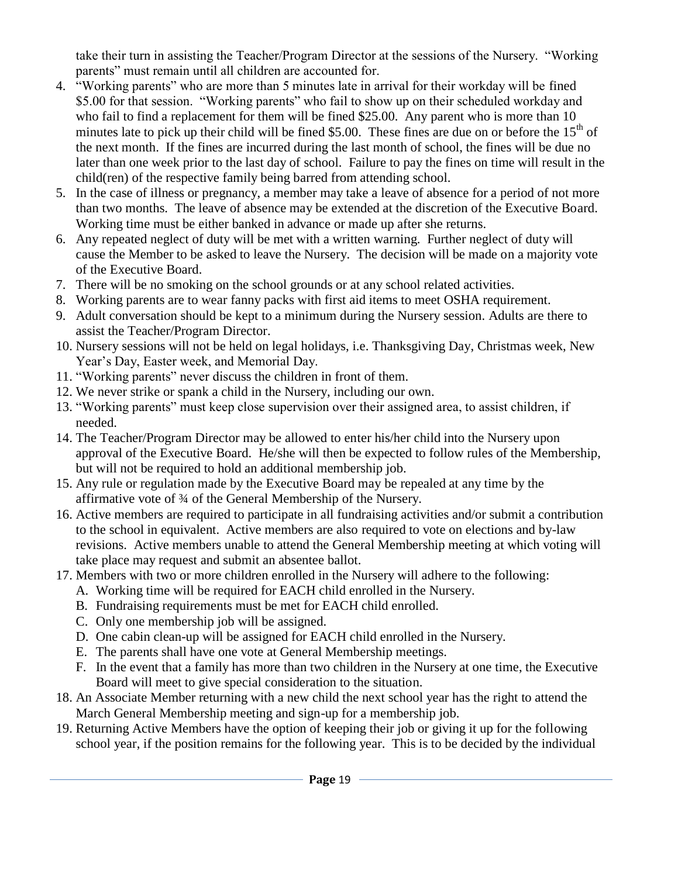take their turn in assisting the Teacher/Program Director at the sessions of the Nursery. "Working parents" must remain until all children are accounted for.

4. "Working parents" who are more than 5 minutes late in arrival for their workday will be fined $5.00 for that session. "Working parents" who fail to show up on their scheduled workday and who fail to find a replacement for them will be fined $25.00. Any parent who is more than 10 minutes late to pick up their child will be fined $5.00. These fines are due on or before the 15th of the next month. If the fines are incurred during the last month of school, the fines will be due no later than one week prior to the last day of school. Failure to pay the fines on time will result in the child(ren) of the respective family being barred from attending school.
5. In the case of illness or pregnancy, a member may take a leave of absence for a period of not more than two months. The leave of absence may be extended at the discretion of the Executive Board. Working time must be either banked in advance or made up after she returns.
6. Any repeated neglect of duty will be met with a written warning. Further neglect of duty will cause the Member to be asked to leave the Nursery. The decision will be made on a majority vote of the Executive Board.
7. There will be no smoking on the school grounds or at any school related activities.
8. Working parents are to wear fanny packs with first aid items to meet OSHA requirement.
9. Adult conversation should be kept to a minimum during the Nursery session. Adults are there to assist the Teacher/Program Director.
10. Nursery sessions will not be held on legal holidays, i.e. Thanksgiving Day, Christmas week, New Year's Day, Easter week, and Memorial Day.
11. "Working parents" never discuss the children in front of them.
12. We never strike or spank a child in the Nursery, including our own.
13. "Working parents" must keep close supervision over their assigned area, to assist children, if needed.
14. The Teacher/Program Director may be allowed to enter his/her child into the Nursery upon approval of the Executive Board. He/she will then be expected to follow rules of the Membership, but will not be required to hold an additional membership job.
15. Any rule or regulation made by the Executive Board may be repealed at any time by the affirmative vote of ¾ of the General Membership of the Nursery.
16. Active members are required to participate in all fundraising activities and/or submit a contribution to the school in equivalent. Active members are also required to vote on elections and by-law revisions. Active members unable to attend the General Membership meeting at which voting will take place may request and submit an absentee ballot.
17. Members with two or more children enrolled in the Nursery will adhere to the following:
    - A. Working time will be required for EACH child enrolled in the Nursery.
    - B. Fundraising requirements must be met for EACH child enrolled.
    - C. Only one membership job will be assigned.
    - D. One cabin clean-up will be assigned for EACH child enrolled in the Nursery.
    - E. The parents shall have one vote at General Membership meetings.
    - F. In the event that a family has more than two children in the Nursery at one time, the Executive Board will meet to give special consideration to the situation.
18. An Associate Member returning with a new child the next school year has the right to attend the March General Membership meeting and sign-up for a membership job.
19. Returning Active Members have the option of keeping their job or giving it up for the following school year, if the position remains for the following year. This is to be decided by the individual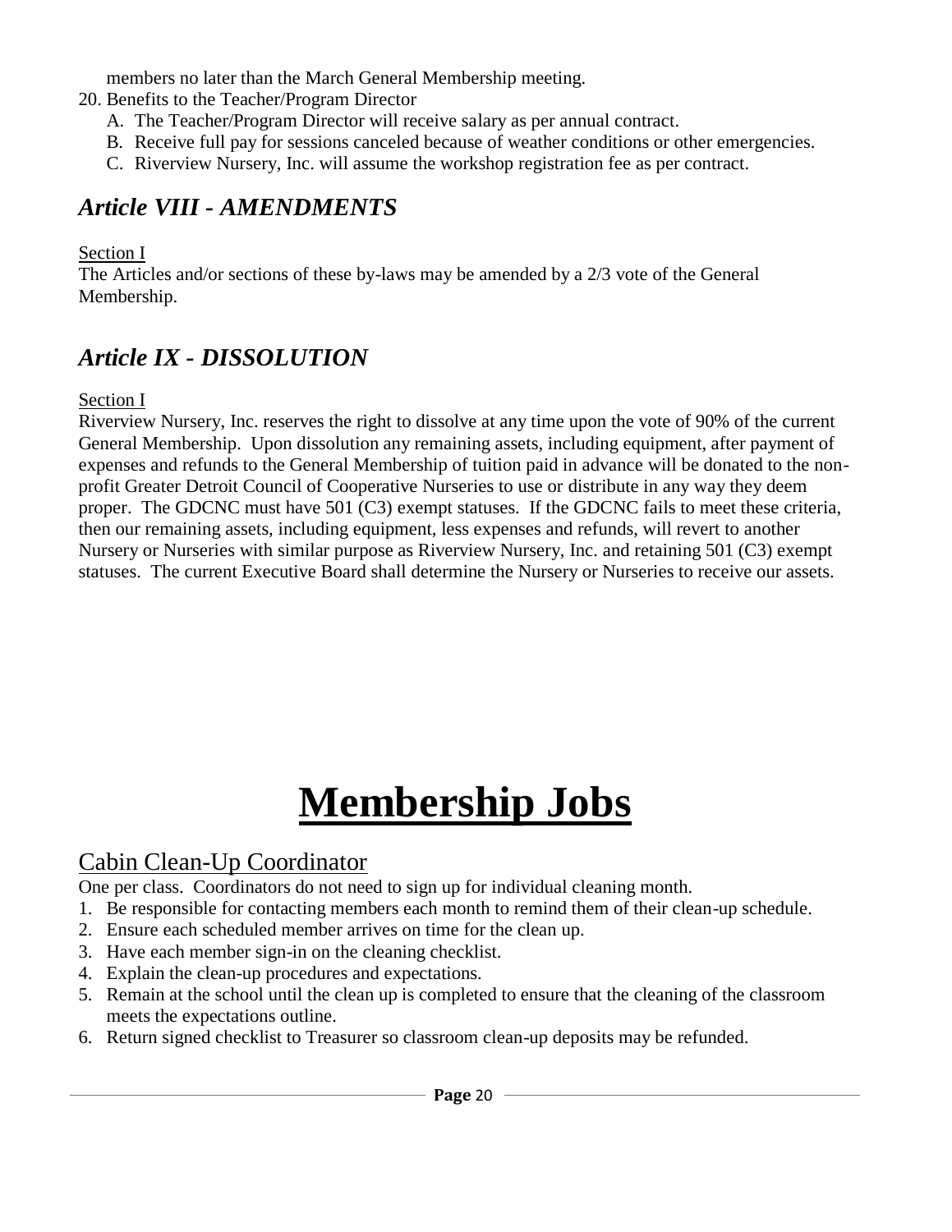members no later than the March General Membership meeting.

20. Benefits to the Teacher/Program Director
    A. The Teacher/Program Director will receive salary as per annual contract.
    B. Receive full pay for sessions canceled because of weather conditions or other emergencies.
    C. Riverview Nursery, Inc. will assume the workshop registration fee as per contract.

## *Article VIII - AMENDMENTS*

<u>Section I</u>

The Articles and/or sections of these by-laws may be amended by a 2/3 vote of the General Membership.

## *Article IX - DISSOLUTION*

<u>Section I</u>

Riverview Nursery, Inc. reserves the right to dissolve at any time upon the vote of 90% of the current General Membership. Upon dissolution any remaining assets, including equipment, after payment of expenses and refunds to the General Membership of tuition paid in advance will be donated to the non-profit Greater Detroit Council of Cooperative Nurseries to use or distribute in any way they deem proper. The GDCNC must have 501 (C3) exempt statuses. If the GDCNC fails to meet these criteria, then our remaining assets, including equipment, less expenses and refunds, will revert to another Nursery or Nurseries with similar purpose as Riverview Nursery, Inc. and retaining 501 (C3) exempt statuses. The current Executive Board shall determine the Nursery or Nurseries to receive our assets.

# Membership Jobs

## Cabin Clean-Up Coordinator

One per class. Coordinators do not need to sign up for individual cleaning month.

1. Be responsible for contacting members each month to remind them of their clean-up schedule.
2. Ensure each scheduled member arrives on time for the clean up.
3. Have each member sign-in on the cleaning checklist.
4. Explain the clean-up procedures and expectations.
5. Remain at the school until the clean up is completed to ensure that the cleaning of the classroom meets the expectations outline.
6. Return signed checklist to Treasurer so classroom clean-up deposits may be refunded.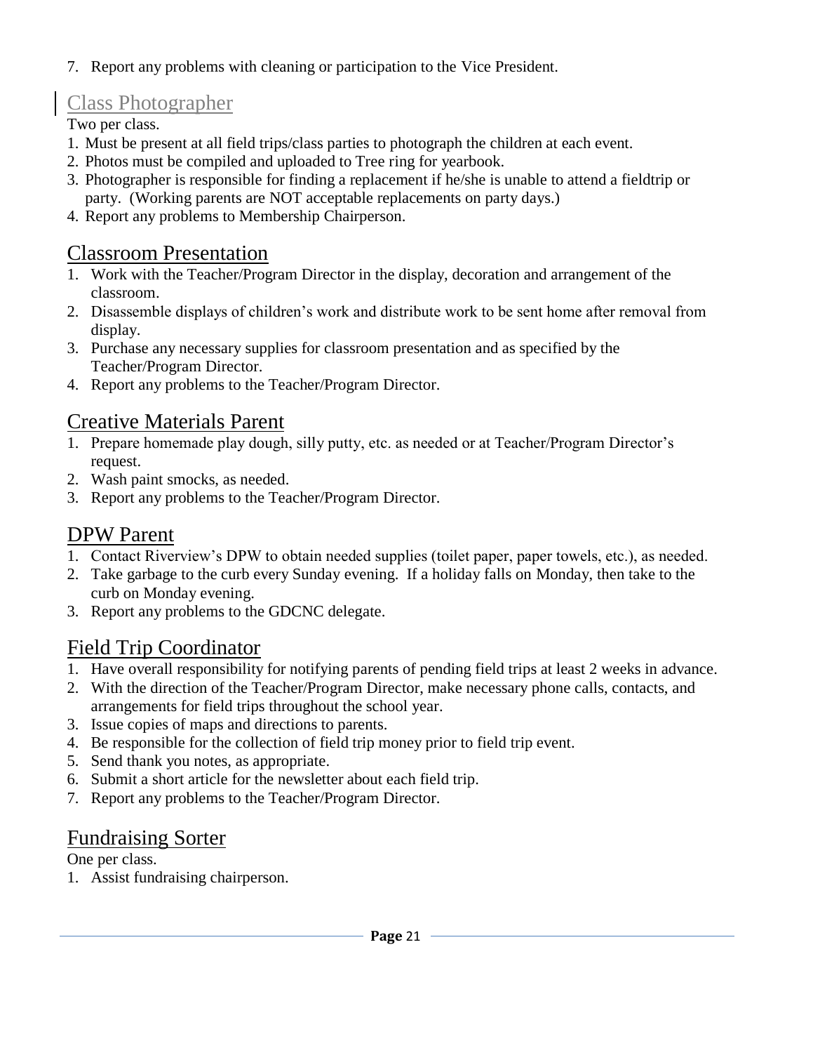7. Report any problems with cleaning or participation to the Vice President.

## Class Photographer

Two per class.

1. Must be present at all field trips/class parties to photograph the children at each event.
2. Photos must be compiled and uploaded to Tree ring for yearbook.
3. Photographer is responsible for finding a replacement if he/she is unable to attend a fieldtrip or party. (Working parents are NOT acceptable replacements on party days.)
4. Report any problems to Membership Chairperson.

## Classroom Presentation

1. Work with the Teacher/Program Director in the display, decoration and arrangement of the classroom.
2. Disassemble displays of children's work and distribute work to be sent home after removal from display.
3. Purchase any necessary supplies for classroom presentation and as specified by the Teacher/Program Director.
4. Report any problems to the Teacher/Program Director.

## Creative Materials Parent

1. Prepare homemade play dough, silly putty, etc. as needed or at Teacher/Program Director's request.
2. Wash paint smocks, as needed.
3. Report any problems to the Teacher/Program Director.

## DPW Parent

1. Contact Riverview's DPW to obtain needed supplies (toilet paper, paper towels, etc.), as needed.
2. Take garbage to the curb every Sunday evening. If a holiday falls on Monday, then take to the curb on Monday evening.
3. Report any problems to the GDCNC delegate.

## Field Trip Coordinator

1. Have overall responsibility for notifying parents of pending field trips at least 2 weeks in advance.
2. With the direction of the Teacher/Program Director, make necessary phone calls, contacts, and arrangements for field trips throughout the school year.
3. Issue copies of maps and directions to parents.
4. Be responsible for the collection of field trip money prior to field trip event.
5. Send thank you notes, as appropriate.
6. Submit a short article for the newsletter about each field trip.
7. Report any problems to the Teacher/Program Director.

## Fundraising Sorter

One per class.

1. Assist fundraising chairperson.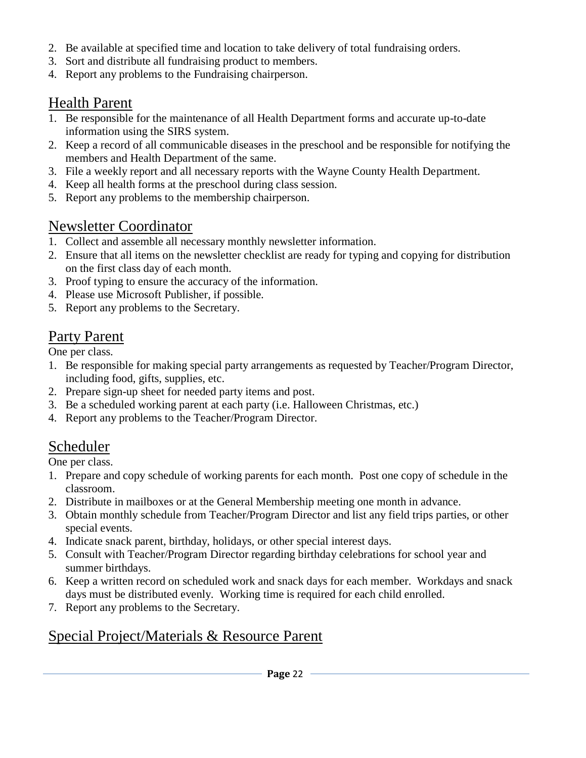2. Be available at specified time and location to take delivery of total fundraising orders.
3. Sort and distribute all fundraising product to members.
4. Report any problems to the Fundraising chairperson.

## Health Parent

1. Be responsible for the maintenance of all Health Department forms and accurate up-to-date information using the SIRS system.
2. Keep a record of all communicable diseases in the preschool and be responsible for notifying the members and Health Department of the same.
3. File a weekly report and all necessary reports with the Wayne County Health Department.
4. Keep all health forms at the preschool during class session.
5. Report any problems to the membership chairperson.

## Newsletter Coordinator

1. Collect and assemble all necessary monthly newsletter information.
2. Ensure that all items on the newsletter checklist are ready for typing and copying for distribution on the first class day of each month.
3. Proof typing to ensure the accuracy of the information.
4. Please use Microsoft Publisher, if possible.
5. Report any problems to the Secretary.

## Party Parent

One per class.

1. Be responsible for making special party arrangements as requested by Teacher/Program Director, including food, gifts, supplies, etc.
2. Prepare sign-up sheet for needed party items and post.
3. Be a scheduled working parent at each party (i.e. Halloween Christmas, etc.)
4. Report any problems to the Teacher/Program Director.

## Scheduler

One per class.

1. Prepare and copy schedule of working parents for each month. Post one copy of schedule in the classroom.
2. Distribute in mailboxes or at the General Membership meeting one month in advance.
3. Obtain monthly schedule from Teacher/Program Director and list any field trips parties, or other special events.
4. Indicate snack parent, birthday, holidays, or other special interest days.
5. Consult with Teacher/Program Director regarding birthday celebrations for school year and summer birthdays.
6. Keep a written record on scheduled work and snack days for each member. Workdays and snack days must be distributed evenly. Working time is required for each child enrolled.
7. Report any problems to the Secretary.

## Special Project/Materials & Resource Parent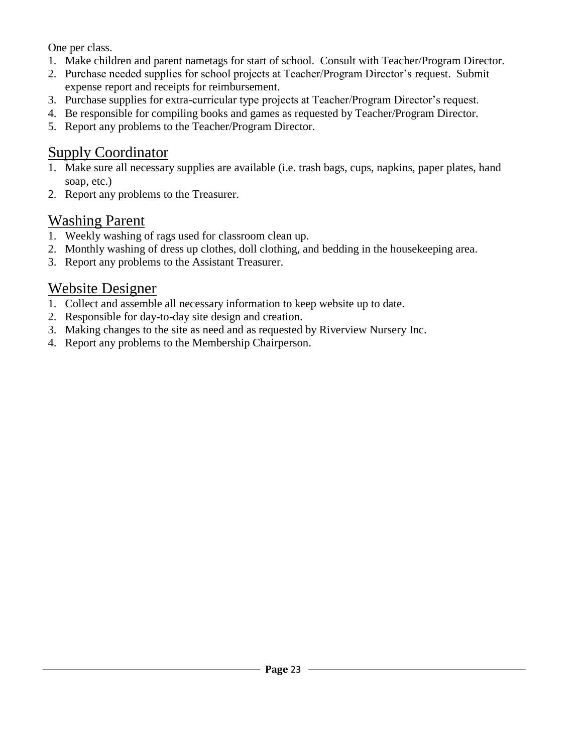One per class.

1. Make children and parent nametags for start of school. Consult with Teacher/Program Director.
2. Purchase needed supplies for school projects at Teacher/Program Director's request. Submit expense report and receipts for reimbursement.
3. Purchase supplies for extra-curricular type projects at Teacher/Program Director's request.
4. Be responsible for compiling books and games as requested by Teacher/Program Director.
5. Report any problems to the Teacher/Program Director.

## Supply Coordinator

1. Make sure all necessary supplies are available (i.e. trash bags, cups, napkins, paper plates, hand soap, etc.)
2. Report any problems to the Treasurer.

## Washing Parent

1. Weekly washing of rags used for classroom clean up.
2. Monthly washing of dress up clothes, doll clothing, and bedding in the housekeeping area.
3. Report any problems to the Assistant Treasurer.

## Website Designer

1. Collect and assemble all necessary information to keep website up to date.
2. Responsible for day-to-day site design and creation.
3. Making changes to the site as need and as requested by Riverview Nursery Inc.
4. Report any problems to the Membership Chairperson.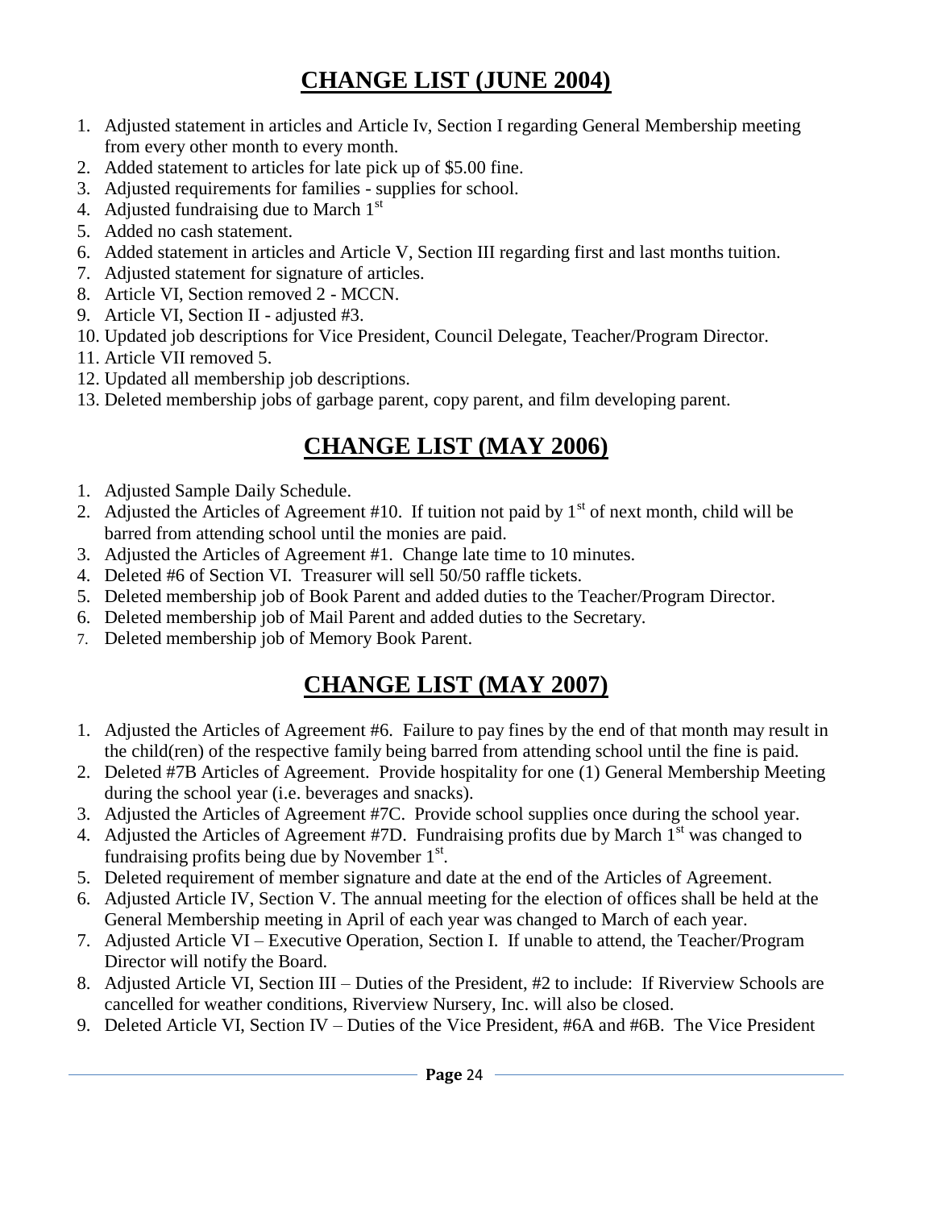# CHANGE LIST (JUNE 2004)

1. Adjusted statement in articles and Article Iv, Section I regarding General Membership meeting from every other month to every month.
2. Added statement to articles for late pick up of $5.00 fine.
3. Adjusted requirements for families - supplies for school.
4. Adjusted fundraising due to March 1st
5. Added no cash statement.
6. Added statement in articles and Article V, Section III regarding first and last months tuition.
7. Adjusted statement for signature of articles.
8. Article VI, Section removed 2 - MCCN.
9. Article VI, Section II - adjusted #3.
10. Updated job descriptions for Vice President, Council Delegate, Teacher/Program Director.
11. Article VII removed 5.
12. Updated all membership job descriptions.
13. Deleted membership jobs of garbage parent, copy parent, and film developing parent.

# CHANGE LIST (MAY 2006)

1. Adjusted Sample Daily Schedule.
2. Adjusted the Articles of Agreement #10. If tuition not paid by 1st of next month, child will be barred from attending school until the monies are paid.
3. Adjusted the Articles of Agreement #1. Change late time to 10 minutes.
4. Deleted #6 of Section VI. Treasurer will sell 50/50 raffle tickets.
5. Deleted membership job of Book Parent and added duties to the Teacher/Program Director.
6. Deleted membership job of Mail Parent and added duties to the Secretary.
7. Deleted membership job of Memory Book Parent.

# CHANGE LIST (MAY 2007)

1. Adjusted the Articles of Agreement #6. Failure to pay fines by the end of that month may result in the child(ren) of the respective family being barred from attending school until the fine is paid.
2. Deleted #7B Articles of Agreement. Provide hospitality for one (1) General Membership Meeting during the school year (i.e. beverages and snacks).
3. Adjusted the Articles of Agreement #7C. Provide school supplies once during the school year.
4. Adjusted the Articles of Agreement #7D. Fundraising profits due by March 1st was changed to fundraising profits being due by November 1st.
5. Deleted requirement of member signature and date at the end of the Articles of Agreement.
6. Adjusted Article IV, Section V. The annual meeting for the election of offices shall be held at the General Membership meeting in April of each year was changed to March of each year.
7. Adjusted Article VI – Executive Operation, Section I. If unable to attend, the Teacher/Program Director will notify the Board.
8. Adjusted Article VI, Section III – Duties of the President, #2 to include: If Riverview Schools are cancelled for weather conditions, Riverview Nursery, Inc. will also be closed.
9. Deleted Article VI, Section IV – Duties of the Vice President, #6A and #6B. The Vice President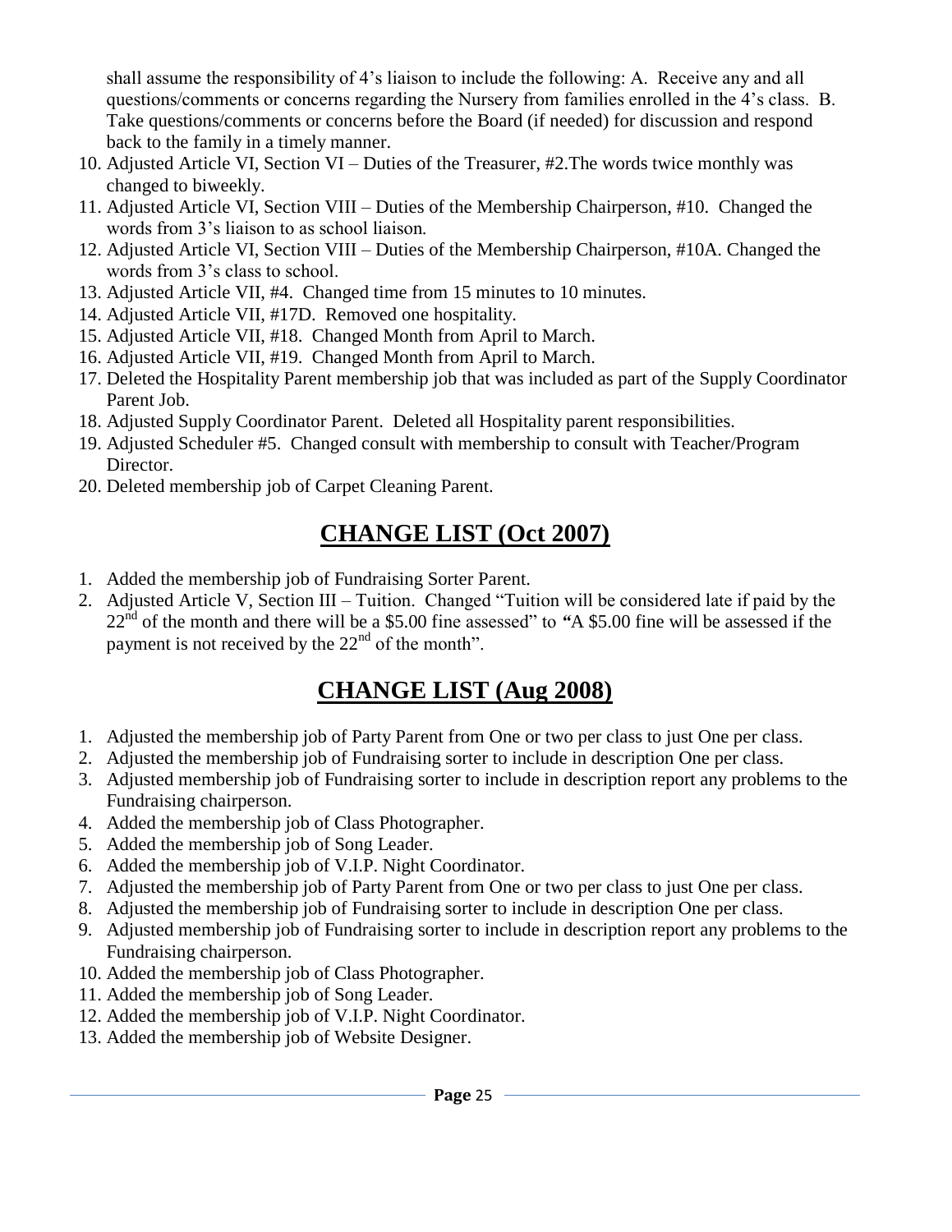shall assume the responsibility of 4's liaison to include the following: A. Receive any and all questions/comments or concerns regarding the Nursery from families enrolled in the 4's class. B. Take questions/comments or concerns before the Board (if needed) for discussion and respond back to the family in a timely manner.

10. Adjusted Article VI, Section VI – Duties of the Treasurer, #2.The words twice monthly was changed to biweekly.
11. Adjusted Article VI, Section VIII – Duties of the Membership Chairperson, #10. Changed the words from 3's liaison to as school liaison.
12. Adjusted Article VI, Section VIII – Duties of the Membership Chairperson, #10A. Changed the words from 3's class to school.
13. Adjusted Article VII, #4. Changed time from 15 minutes to 10 minutes.
14. Adjusted Article VII, #17D. Removed one hospitality.
15. Adjusted Article VII, #18. Changed Month from April to March.
16. Adjusted Article VII, #19. Changed Month from April to March.
17. Deleted the Hospitality Parent membership job that was included as part of the Supply Coordinator Parent Job.
18. Adjusted Supply Coordinator Parent. Deleted all Hospitality parent responsibilities.
19. Adjusted Scheduler #5. Changed consult with membership to consult with Teacher/Program Director.
20. Deleted membership job of Carpet Cleaning Parent.

# CHANGE LIST (Oct 2007)

1. Added the membership job of Fundraising Sorter Parent.
2. Adjusted Article V, Section III – Tuition. Changed "Tuition will be considered late if paid by the 22nd of the month and there will be a $5.00 fine assessed" to "A $5.00 fine will be assessed if the payment is not received by the 22nd of the month".

# CHANGE LIST (Aug 2008)

1. Adjusted the membership job of Party Parent from One or two per class to just One per class.
2. Adjusted the membership job of Fundraising sorter to include in description One per class.
3. Adjusted membership job of Fundraising sorter to include in description report any problems to the Fundraising chairperson.
4. Added the membership job of Class Photographer.
5. Added the membership job of Song Leader.
6. Added the membership job of V.I.P. Night Coordinator.
7. Adjusted the membership job of Party Parent from One or two per class to just One per class.
8. Adjusted the membership job of Fundraising sorter to include in description One per class.
9. Adjusted membership job of Fundraising sorter to include in description report any problems to the Fundraising chairperson.
10. Added the membership job of Class Photographer.
11. Added the membership job of Song Leader.
12. Added the membership job of V.I.P. Night Coordinator.
13. Added the membership job of Website Designer.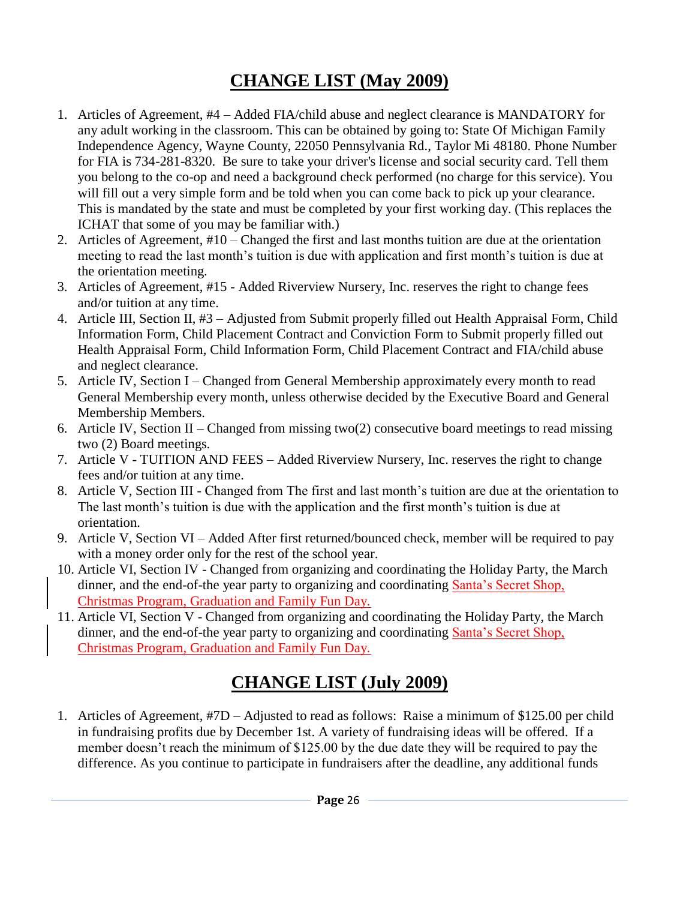# CHANGE LIST (May 2009)

1. Articles of Agreement, #4 – Added FIA/child abuse and neglect clearance is MANDATORY for any adult working in the classroom. This can be obtained by going to: State Of Michigan Family Independence Agency, Wayne County, 22050 Pennsylvania Rd., Taylor Mi 48180. Phone Number for FIA is 734-281-8320. Be sure to take your driver's license and social security card. Tell them you belong to the co-op and need a background check performed (no charge for this service). You will fill out a very simple form and be told when you can come back to pick up your clearance. This is mandated by the state and must be completed by your first working day. (This replaces the ICHAT that some of you may be familiar with.)
2. Articles of Agreement, #10 – Changed the first and last months tuition are due at the orientation meeting to read the last month's tuition is due with application and first month's tuition is due at the orientation meeting.
3. Articles of Agreement, #15 - Added Riverview Nursery, Inc. reserves the right to change fees and/or tuition at any time.
4. Article III, Section II, #3 – Adjusted from Submit properly filled out Health Appraisal Form, Child Information Form, Child Placement Contract and Conviction Form to Submit properly filled out Health Appraisal Form, Child Information Form, Child Placement Contract and FIA/child abuse and neglect clearance.
5. Article IV, Section I – Changed from General Membership approximately every month to read General Membership every month, unless otherwise decided by the Executive Board and General Membership Members.
6. Article IV, Section II – Changed from missing two(2) consecutive board meetings to read missing two (2) Board meetings.
7. Article V - TUITION AND FEES – Added Riverview Nursery, Inc. reserves the right to change fees and/or tuition at any time.
8. Article V, Section III - Changed from The first and last month's tuition are due at the orientation to The last month's tuition is due with the application and the first month's tuition is due at orientation.
9. Article V, Section VI – Added After first returned/bounced check, member will be required to pay with a money order only for the rest of the school year.
10. Article VI, Section IV - Changed from organizing and coordinating the Holiday Party, the March dinner, and the end-of-the year party to organizing and coordinating Santa's Secret Shop, Christmas Program, Graduation and Family Fun Day.
11. Article VI, Section V - Changed from organizing and coordinating the Holiday Party, the March dinner, and the end-of-the year party to organizing and coordinating Santa's Secret Shop, Christmas Program, Graduation and Family Fun Day.

# CHANGE LIST (July 2009)

1. Articles of Agreement, #7D – Adjusted to read as follows: Raise a minimum of $125.00 per child in fundraising profits due by December 1st. A variety of fundraising ideas will be offered. If a member doesn't reach the minimum of $125.00 by the due date they will be required to pay the difference. As you continue to participate in fundraisers after the deadline, any additional funds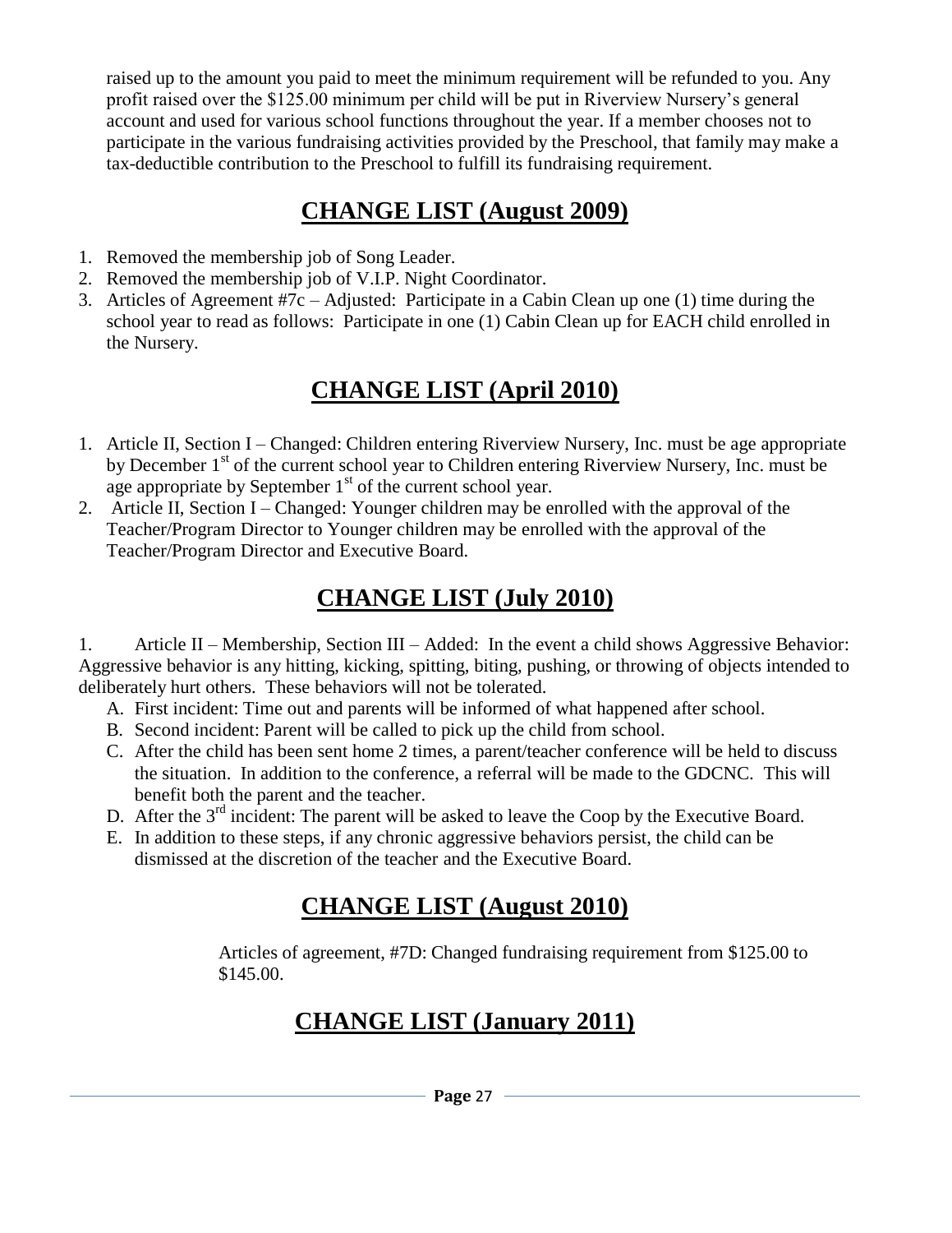raised up to the amount you paid to meet the minimum requirement will be refunded to you. Any profit raised over the $125.00 minimum per child will be put in Riverview Nursery's general account and used for various school functions throughout the year. If a member chooses not to participate in the various fundraising activities provided by the Preschool, that family may make a tax-deductible contribution to the Preschool to fulfill its fundraising requirement.

## CHANGE LIST (August 2009)

1. Removed the membership job of Song Leader.
2. Removed the membership job of V.I.P. Night Coordinator.
3. Articles of Agreement #7c – Adjusted: Participate in a Cabin Clean up one (1) time during the school year to read as follows: Participate in one (1) Cabin Clean up for EACH child enrolled in the Nursery.

## CHANGE LIST (April 2010)

1. Article II, Section I – Changed: Children entering Riverview Nursery, Inc. must be age appropriate by December 1st of the current school year to Children entering Riverview Nursery, Inc. must be age appropriate by September 1st of the current school year.
2. Article II, Section I – Changed: Younger children may be enrolled with the approval of the Teacher/Program Director to Younger children may be enrolled with the approval of the Teacher/Program Director and Executive Board.

## CHANGE LIST (July 2010)

1. Article II – Membership, Section III – Added: In the event a child shows Aggressive Behavior: Aggressive behavior is any hitting, kicking, spitting, biting, pushing, or throwing of objects intended to deliberately hurt others. These behaviors will not be tolerated.
   A. First incident: Time out and parents will be informed of what happened after school.
   B. Second incident: Parent will be called to pick up the child from school.
   C. After the child has been sent home 2 times, a parent/teacher conference will be held to discuss the situation. In addition to the conference, a referral will be made to the GDCNC. This will benefit both the parent and the teacher.
   D. After the 3rd incident: The parent will be asked to leave the Coop by the Executive Board.
   E. In addition to these steps, if any chronic aggressive behaviors persist, the child can be dismissed at the discretion of the teacher and the Executive Board.

## CHANGE LIST (August 2010)

Articles of agreement, #7D: Changed fundraising requirement from $125.00 to $145.00.

## CHANGE LIST (January 2011)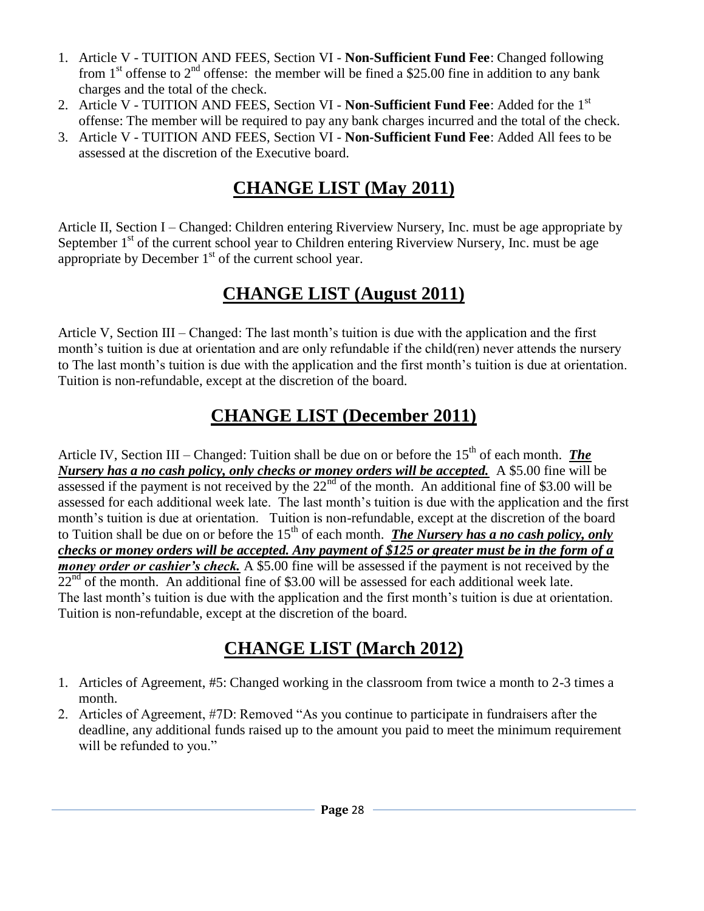1. Article V - TUITION AND FEES, Section VI - **Non-Sufficient Fund Fee**: Changed following from 1st offense to 2nd offense: the member will be fined a $25.00 fine in addition to any bank charges and the total of the check.
2. Article V - TUITION AND FEES, Section VI - **Non-Sufficient Fund Fee**: Added for the 1st offense: The member will be required to pay any bank charges incurred and the total of the check.
3. Article V - TUITION AND FEES, Section VI - **Non-Sufficient Fund Fee**: Added All fees to be assessed at the discretion of the Executive board.

# CHANGE LIST (May 2011)

Article II, Section I – Changed: Children entering Riverview Nursery, Inc. must be age appropriate by September 1st of the current school year to Children entering Riverview Nursery, Inc. must be age appropriate by December 1st of the current school year.

# CHANGE LIST (August 2011)

Article V, Section III – Changed: The last month's tuition is due with the application and the first month's tuition is due at orientation and are only refundable if the child(ren) never attends the nursery to The last month's tuition is due with the application and the first month's tuition is due at orientation. Tuition is non-refundable, except at the discretion of the board.

# CHANGE LIST (December 2011)

Article IV, Section III – Changed: Tuition shall be due on or before the 15th of each month. ***The Nursery has a no cash policy, only checks or money orders will be accepted.*** A $5.00 fine will be assessed if the payment is not received by the 22nd of the month. An additional fine of $3.00 will be assessed for each additional week late. The last month's tuition is due with the application and the first month's tuition is due at orientation. Tuition is non-refundable, except at the discretion of the board to Tuition shall be due on or before the 15th of each month. ***The Nursery has a no cash policy, only checks or money orders will be accepted. Any payment of $125 or greater must be in the form of a money order or cashier's check.*** A $5.00 fine will be assessed if the payment is not received by the 22nd of the month. An additional fine of $3.00 will be assessed for each additional week late. The last month's tuition is due with the application and the first month's tuition is due at orientation. Tuition is non-refundable, except at the discretion of the board.

# CHANGE LIST (March 2012)

1. Articles of Agreement, #5: Changed working in the classroom from twice a month to 2-3 times a month.
2. Articles of Agreement, #7D: Removed "As you continue to participate in fundraisers after the deadline, any additional funds raised up to the amount you paid to meet the minimum requirement will be refunded to you."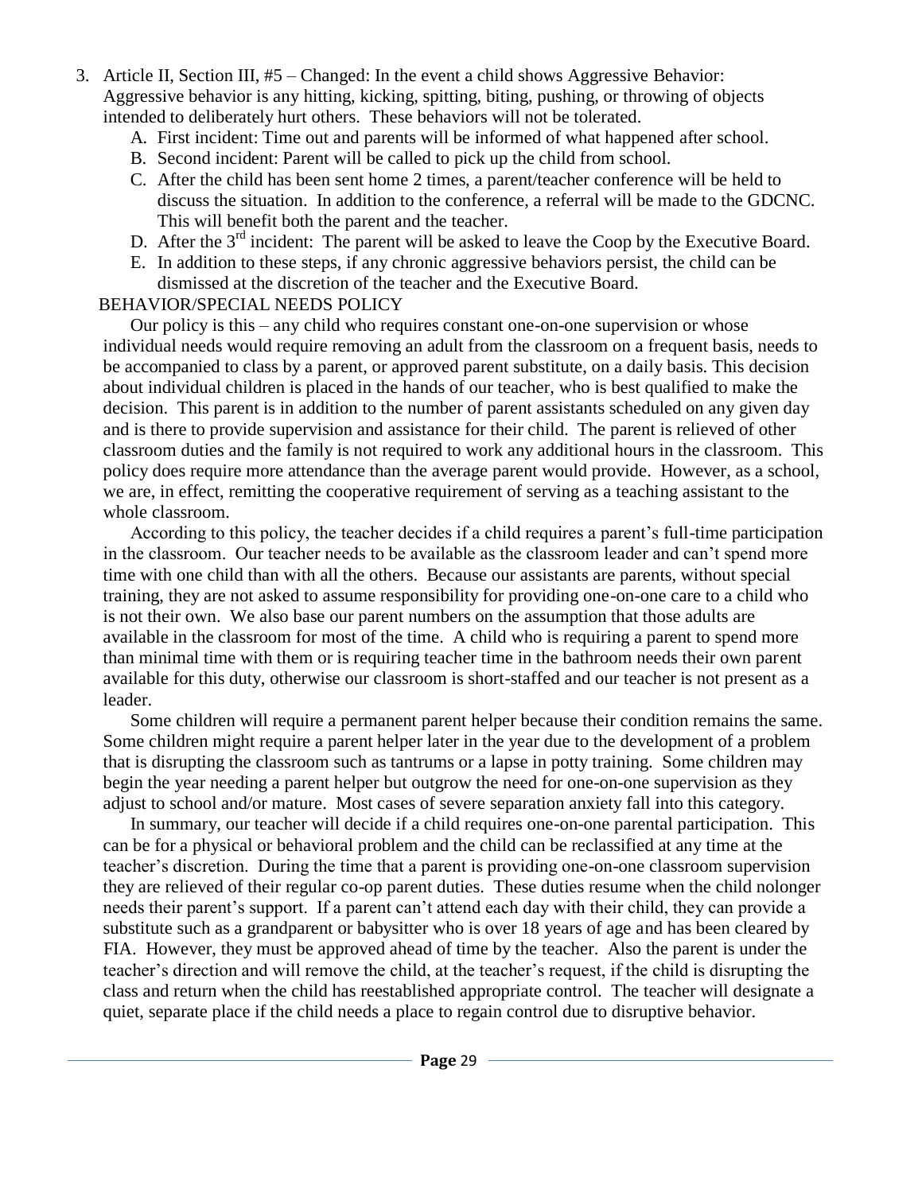3. Article II, Section III, #5 – Changed: In the event a child shows Aggressive Behavior: Aggressive behavior is any hitting, kicking, spitting, biting, pushing, or throwing of objects intended to deliberately hurt others. These behaviors will not be tolerated.
   A. First incident: Time out and parents will be informed of what happened after school.
   B. Second incident: Parent will be called to pick up the child from school.
   C. After the child has been sent home 2 times, a parent/teacher conference will be held to discuss the situation. In addition to the conference, a referral will be made to the GDCNC. This will benefit both the parent and the teacher.
   D. After the 3rd incident: The parent will be asked to leave the Coop by the Executive Board.
   E. In addition to these steps, if any chronic aggressive behaviors persist, the child can be dismissed at the discretion of the teacher and the Executive Board.

BEHAVIOR/SPECIAL NEEDS POLICY

Our policy is this – any child who requires constant one-on-one supervision or whose individual needs would require removing an adult from the classroom on a frequent basis, needs to be accompanied to class by a parent, or approved parent substitute, on a daily basis. This decision about individual children is placed in the hands of our teacher, who is best qualified to make the decision. This parent is in addition to the number of parent assistants scheduled on any given day and is there to provide supervision and assistance for their child. The parent is relieved of other classroom duties and the family is not required to work any additional hours in the classroom. This policy does require more attendance than the average parent would provide. However, as a school, we are, in effect, remitting the cooperative requirement of serving as a teaching assistant to the whole classroom.

According to this policy, the teacher decides if a child requires a parent's full-time participation in the classroom. Our teacher needs to be available as the classroom leader and can't spend more time with one child than with all the others. Because our assistants are parents, without special training, they are not asked to assume responsibility for providing one-on-one care to a child who is not their own. We also base our parent numbers on the assumption that those adults are available in the classroom for most of the time. A child who is requiring a parent to spend more than minimal time with them or is requiring teacher time in the bathroom needs their own parent available for this duty, otherwise our classroom is short-staffed and our teacher is not present as a leader.

Some children will require a permanent parent helper because their condition remains the same. Some children might require a parent helper later in the year due to the development of a problem that is disrupting the classroom such as tantrums or a lapse in potty training. Some children may begin the year needing a parent helper but outgrow the need for one-on-one supervision as they adjust to school and/or mature. Most cases of severe separation anxiety fall into this category.

In summary, our teacher will decide if a child requires one-on-one parental participation. This can be for a physical or behavioral problem and the child can be reclassified at any time at the teacher's discretion. During the time that a parent is providing one-on-one classroom supervision they are relieved of their regular co-op parent duties. These duties resume when the child nolonger needs their parent's support. If a parent can't attend each day with their child, they can provide a substitute such as a grandparent or babysitter who is over 18 years of age and has been cleared by FIA. However, they must be approved ahead of time by the teacher. Also the parent is under the teacher's direction and will remove the child, at the teacher's request, if the child is disrupting the class and return when the child has reestablished appropriate control. The teacher will designate a quiet, separate place if the child needs a place to regain control due to disruptive behavior.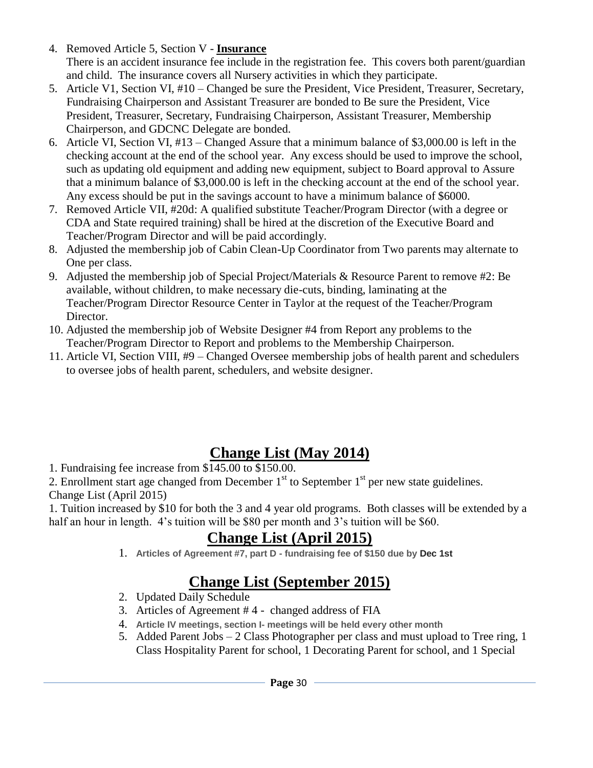4. Removed Article 5, Section V - **Insurance**
   There is an accident insurance fee include in the registration fee. This covers both parent/guardian and child. The insurance covers all Nursery activities in which they participate.
5. Article V1, Section VI, #10 – Changed be sure the President, Vice President, Treasurer, Secretary, Fundraising Chairperson and Assistant Treasurer are bonded to Be sure the President, Vice President, Treasurer, Secretary, Fundraising Chairperson, Assistant Treasurer, Membership Chairperson, and GDCNC Delegate are bonded.
6. Article VI, Section VI, #13 – Changed Assure that a minimum balance of $3,000.00 is left in the checking account at the end of the school year. Any excess should be used to improve the school, such as updating old equipment and adding new equipment, subject to Board approval to Assure that a minimum balance of $3,000.00 is left in the checking account at the end of the school year. Any excess should be put in the savings account to have a minimum balance of $6000.
7. Removed Article VII, #20d: A qualified substitute Teacher/Program Director (with a degree or CDA and State required training) shall be hired at the discretion of the Executive Board and Teacher/Program Director and will be paid accordingly.
8. Adjusted the membership job of Cabin Clean-Up Coordinator from Two parents may alternate to One per class.
9. Adjusted the membership job of Special Project/Materials & Resource Parent to remove #2: Be available, without children, to make necessary die-cuts, binding, laminating at the Teacher/Program Director Resource Center in Taylor at the request of the Teacher/Program Director.
10. Adjusted the membership job of Website Designer #4 from Report any problems to the Teacher/Program Director to Report and problems to the Membership Chairperson.
11. Article VI, Section VIII, #9 – Changed Oversee membership jobs of health parent and schedulers to oversee jobs of health parent, schedulers, and website designer.

# Change List (May 2014)

1. Fundraising fee increase from $145.00 to $150.00.
2. Enrollment start age changed from December 1st to September 1st per new state guidelines.

Change List (April 2015)

1. Tuition increased by $10 for both the 3 and 4 year old programs. Both classes will be extended by a half an hour in length. 4's tuition will be $80 per month and 3's tuition will be $60.

# Change List (April 2015)

1. **Articles of Agreement #7, part D - fundraising fee of $150 due by Dec 1st**

# Change List (September 2015)

2. Updated Daily Schedule
3. Articles of Agreement # 4 - changed address of FIA
4. **Article IV meetings, section I- meetings will be held every other month**
5. Added Parent Jobs – 2 Class Photographer per class and must upload to Tree ring, 1 Class Hospitality Parent for school, 1 Decorating Parent for school, and 1 Special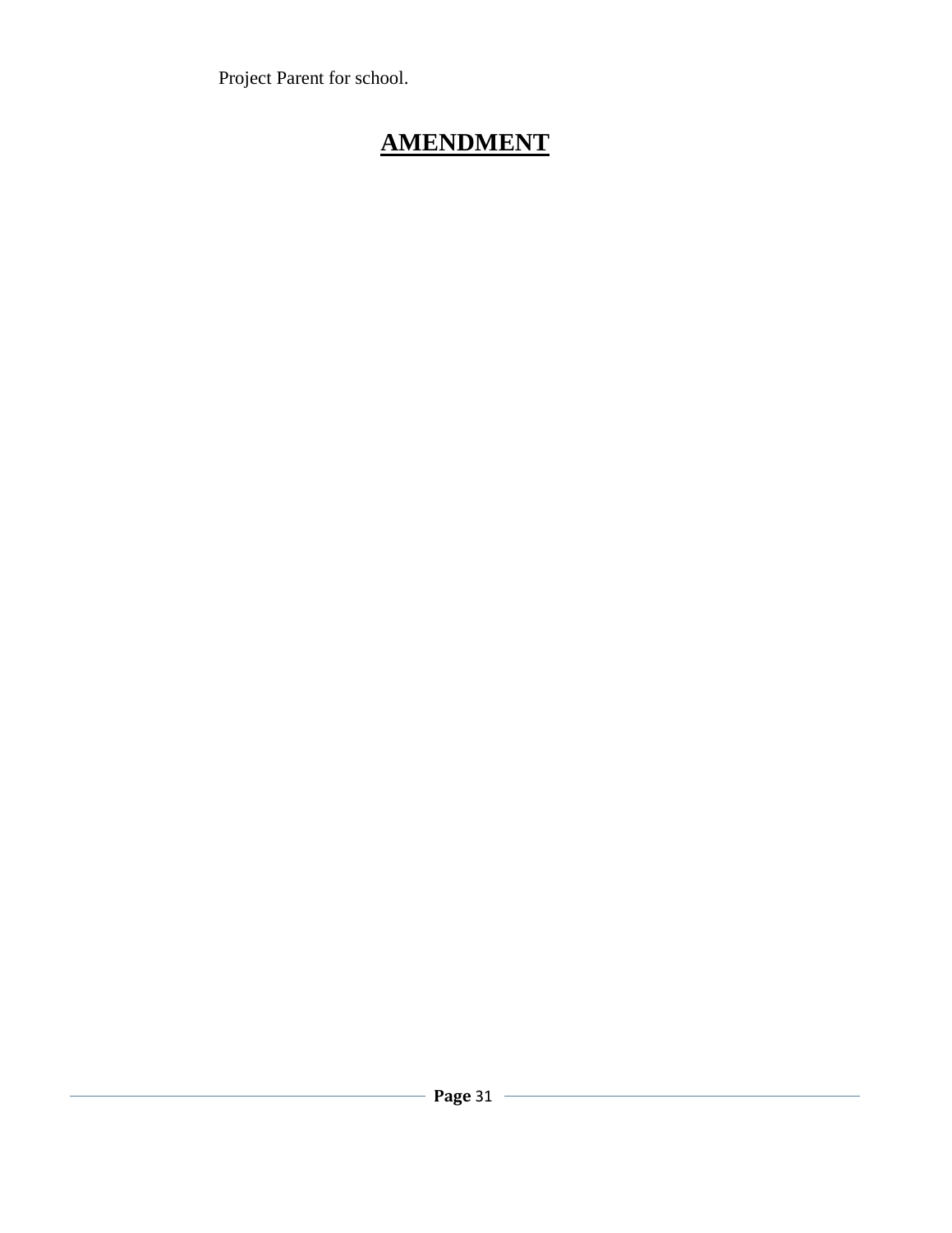Project Parent for school.

# **AMENDMENT**